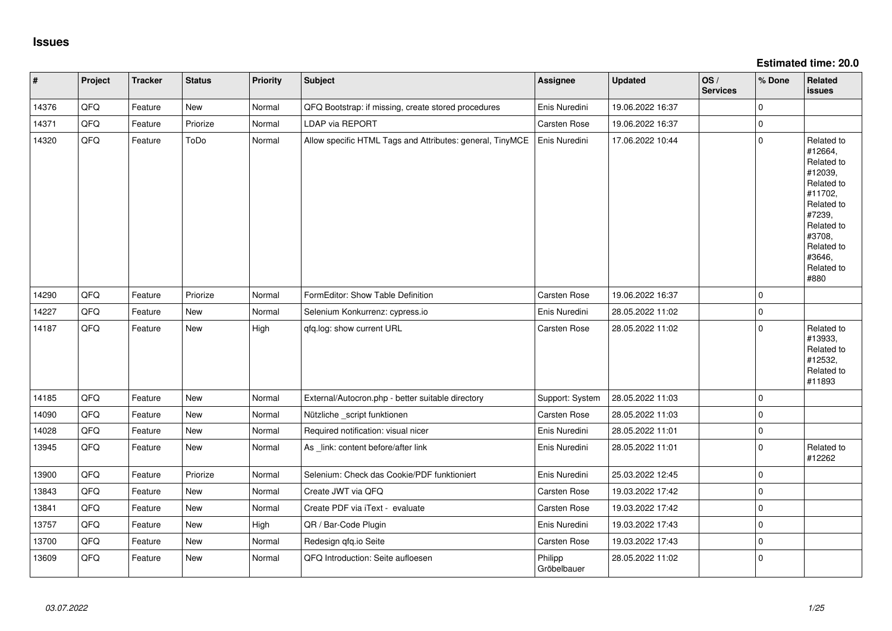# Issues

**Estimated time: 20.0**

| # | Project | Tracker | Status | Priority | Subject | Assignee | Updated | OS / Services | % Done | Related issues |
|---|---|---|---|---|---|---|---|---|---|---|
| 14376 | QFQ | Feature | New | Normal | QFQ Bootstrap: if missing, create stored procedures | Enis Nuredini | 19.06.2022 16:37 | | 0 | |
| 14371 | QFQ | Feature | Priorize | Normal | LDAP via REPORT | Carsten Rose | 19.06.2022 16:37 | | 0 | |
| 14320 | QFQ | Feature | ToDo | Normal | Allow specific HTML Tags and Attributes: general, TinyMCE | Enis Nuredini | 17.06.2022 10:44 | | 0 | Related to #12664, Related to #12039, Related to #11702, Related to #7239, Related to #3708, Related to #3646, Related to #880 |
| 14290 | QFQ | Feature | Priorize | Normal | FormEditor: Show Table Definition | Carsten Rose | 19.06.2022 16:37 | | 0 | |
| 14227 | QFQ | Feature | New | Normal | Selenium Konkurrenz: cypress.io | Enis Nuredini | 28.05.2022 11:02 | | 0 | |
| 14187 | QFQ | Feature | New | High | qfq.log: show current URL | Carsten Rose | 28.05.2022 11:02 | | 0 | Related to #13933, Related to #12532, Related to #11893 |
| 14185 | QFQ | Feature | New | Normal | External/Autocron.php - better suitable directory | Support: System | 28.05.2022 11:03 | | 0 | |
| 14090 | QFQ | Feature | New | Normal | Nützliche _script funktionen | Carsten Rose | 28.05.2022 11:03 | | 0 | |
| 14028 | QFQ | Feature | New | Normal | Required notification: visual nicer | Enis Nuredini | 28.05.2022 11:01 | | 0 | |
| 13945 | QFQ | Feature | New | Normal | As _link: content before/after link | Enis Nuredini | 28.05.2022 11:01 | | 0 | Related to #12262 |
| 13900 | QFQ | Feature | Priorize | Normal | Selenium: Check das Cookie/PDF funktioniert | Enis Nuredini | 25.03.2022 12:45 | | 0 | |
| 13843 | QFQ | Feature | New | Normal | Create JWT via QFQ | Carsten Rose | 19.03.2022 17:42 | | 0 | |
| 13841 | QFQ | Feature | New | Normal | Create PDF via iText - evaluate | Carsten Rose | 19.03.2022 17:42 | | 0 | |
| 13757 | QFQ | Feature | New | High | QR / Bar-Code Plugin | Enis Nuredini | 19.03.2022 17:43 | | 0 | |
| 13700 | QFQ | Feature | New | Normal | Redesign qfq.io Seite | Carsten Rose | 19.03.2022 17:43 | | 0 | |
| 13609 | QFQ | Feature | New | Normal | QFQ Introduction: Seite aufloesen | Philipp Gröbelbauer | 28.05.2022 11:02 | | 0 | |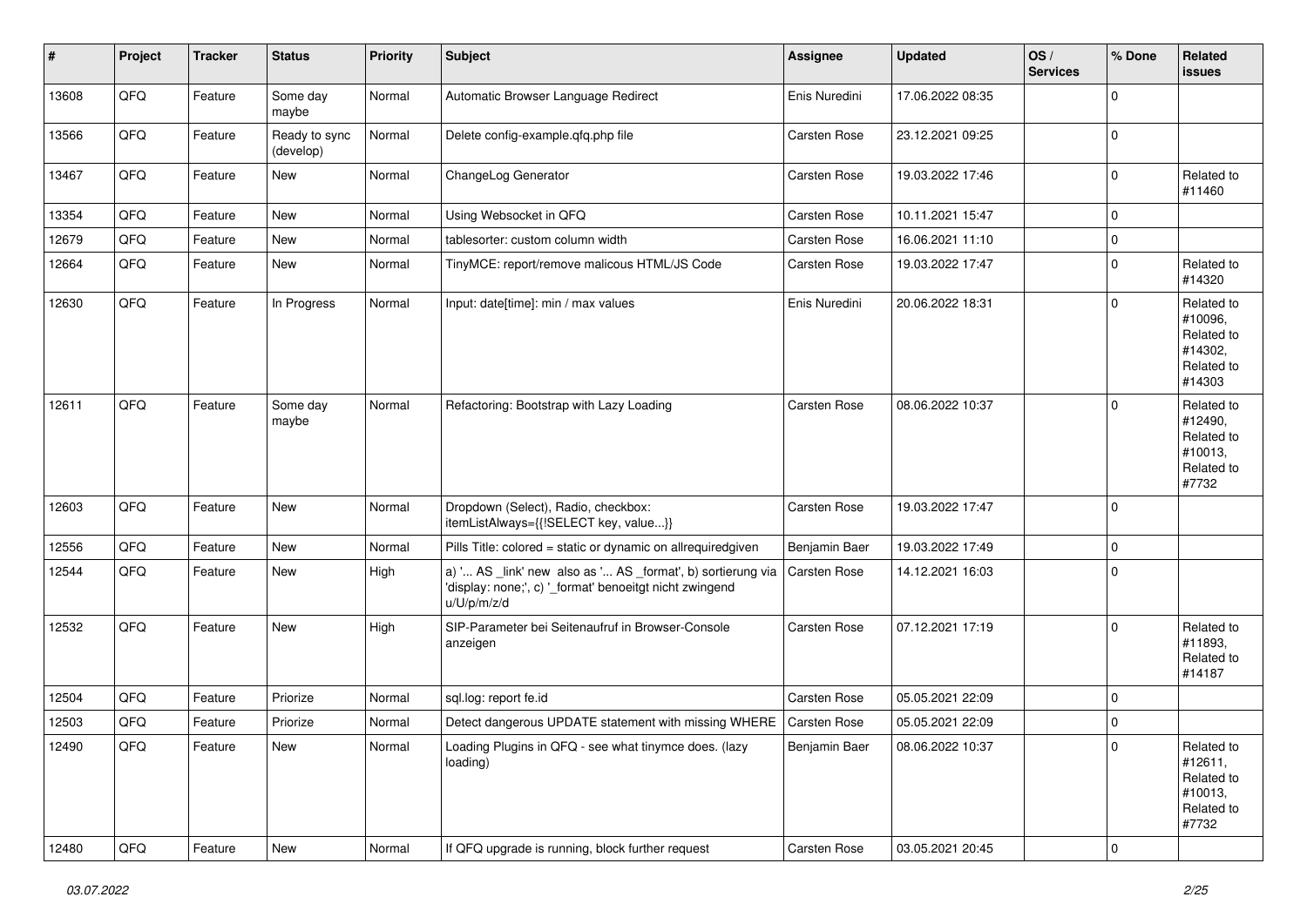| # | Project | Tracker | Status | Priority | Subject | Assignee | Updated | OS / Services | % Done | Related issues |
|---|---|---|---|---|---|---|---|---|---|---|
| 13608 | QFQ | Feature | Some day maybe | Normal | Automatic Browser Language Redirect | Enis Nuredini | 17.06.2022 08:35 | | 0 | |
| 13566 | QFQ | Feature | Ready to sync (develop) | Normal | Delete config-example.qfq.php file | Carsten Rose | 23.12.2021 09:25 | | 0 | |
| 13467 | QFQ | Feature | New | Normal | ChangeLog Generator | Carsten Rose | 19.03.2022 17:46 | | 0 | Related to #11460 |
| 13354 | QFQ | Feature | New | Normal | Using Websocket in QFQ | Carsten Rose | 10.11.2021 15:47 | | 0 | |
| 12679 | QFQ | Feature | New | Normal | tablesorter: custom column width | Carsten Rose | 16.06.2021 11:10 | | 0 | |
| 12664 | QFQ | Feature | New | Normal | TinyMCE: report/remove malicous HTML/JS Code | Carsten Rose | 19.03.2022 17:47 | | 0 | Related to #14320 |
| 12630 | QFQ | Feature | In Progress | Normal | Input: date[time]: min / max values | Enis Nuredini | 20.06.2022 18:31 | | 0 | Related to #10096, Related to #14302, Related to #14303 |
| 12611 | QFQ | Feature | Some day maybe | Normal | Refactoring: Bootstrap with Lazy Loading | Carsten Rose | 08.06.2022 10:37 | | 0 | Related to #12490, Related to #10013, Related to #7732 |
| 12603 | QFQ | Feature | New | Normal | Dropdown (Select), Radio, checkbox: itemListAlways={{!SELECT key, value...}} | Carsten Rose | 19.03.2022 17:47 | | 0 | |
| 12556 | QFQ | Feature | New | Normal | Pills Title: colored = static or dynamic on allrequiredgiven | Benjamin Baer | 19.03.2022 17:49 | | 0 | |
| 12544 | QFQ | Feature | New | High | a) '... AS _link' new also as '... AS _format', b) sortierung via 'display: none;', c) '_format' benoeitgt nicht zwingend u/U/p/m/z/d | Carsten Rose | 14.12.2021 16:03 | | 0 | |
| 12532 | QFQ | Feature | New | High | SIP-Parameter bei Seitenaufruf in Browser-Console anzeigen | Carsten Rose | 07.12.2021 17:19 | | 0 | Related to #11893, Related to #14187 |
| 12504 | QFQ | Feature | Priorize | Normal | sql.log: report fe.id | Carsten Rose | 05.05.2021 22:09 | | 0 | |
| 12503 | QFQ | Feature | Priorize | Normal | Detect dangerous UPDATE statement with missing WHERE | Carsten Rose | 05.05.2021 22:09 | | 0 | |
| 12490 | QFQ | Feature | New | Normal | Loading Plugins in QFQ - see what tinymce does. (lazy loading) | Benjamin Baer | 08.06.2022 10:37 | | 0 | Related to #12611, Related to #10013, Related to #7732 |
| 12480 | QFQ | Feature | New | Normal | If QFQ upgrade is running, block further request | Carsten Rose | 03.05.2021 20:45 | | 0 | |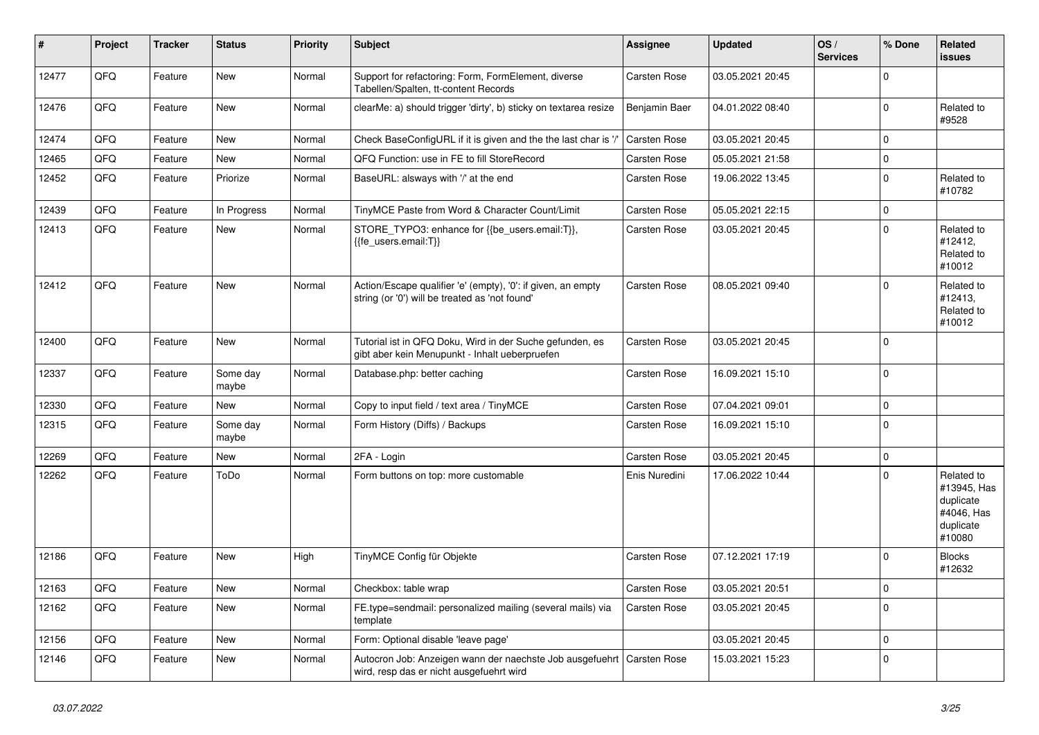| # | Project | Tracker | Status | Priority | Subject | Assignee | Updated | OS / Services | % Done | Related issues |
|---|---|---|---|---|---|---|---|---|---|---|
| 12477 | QFQ | Feature | New | Normal | Support for refactoring: Form, FormElement, diverse Tabellen/Spalten, tt-content Records | Carsten Rose | 03.05.2021 20:45 | | 0 | |
| 12476 | QFQ | Feature | New | Normal | clearMe: a) should trigger 'dirty', b) sticky on textarea resize | Benjamin Baer | 04.01.2022 08:40 | | 0 | Related to #9528 |
| 12474 | QFQ | Feature | New | Normal | Check BaseConfigURL if it is given and the the last char is '/' | Carsten Rose | 03.05.2021 20:45 | | 0 | |
| 12465 | QFQ | Feature | New | Normal | QFQ Function: use in FE to fill StoreRecord | Carsten Rose | 05.05.2021 21:58 | | 0 | |
| 12452 | QFQ | Feature | Priorize | Normal | BaseURL: alsways with '/' at the end | Carsten Rose | 19.06.2022 13:45 | | 0 | Related to #10782 |
| 12439 | QFQ | Feature | In Progress | Normal | TinyMCE Paste from Word & Character Count/Limit | Carsten Rose | 05.05.2021 22:15 | | 0 | |
| 12413 | QFQ | Feature | New | Normal | STORE_TYPO3: enhance for {{be_users.email:T}}, {{fe_users.email:T}} | Carsten Rose | 03.05.2021 20:45 | | 0 | Related to #12412, Related to #10012 |
| 12412 | QFQ | Feature | New | Normal | Action/Escape qualifier 'e' (empty), '0': if given, an empty string (or '0') will be treated as 'not found' | Carsten Rose | 08.05.2021 09:40 | | 0 | Related to #12413, Related to #10012 |
| 12400 | QFQ | Feature | New | Normal | Tutorial ist in QFQ Doku, Wird in der Suche gefunden, es gibt aber kein Menupunkt - Inhalt ueberpruefen | Carsten Rose | 03.05.2021 20:45 | | 0 | |
| 12337 | QFQ | Feature | Some day maybe | Normal | Database.php: better caching | Carsten Rose | 16.09.2021 15:10 | | 0 | |
| 12330 | QFQ | Feature | New | Normal | Copy to input field / text area / TinyMCE | Carsten Rose | 07.04.2021 09:01 | | 0 | |
| 12315 | QFQ | Feature | Some day maybe | Normal | Form History (Diffs) / Backups | Carsten Rose | 16.09.2021 15:10 | | 0 | |
| 12269 | QFQ | Feature | New | Normal | 2FA - Login | Carsten Rose | 03.05.2021 20:45 | | 0 | |
| 12262 | QFQ | Feature | ToDo | Normal | Form buttons on top: more customable | Enis Nuredini | 17.06.2022 10:44 | | 0 | Related to #13945, Has duplicate #4046, Has duplicate #10080 |
| 12186 | QFQ | Feature | New | High | TinyMCE Config für Objekte | Carsten Rose | 07.12.2021 17:19 | | 0 | Blocks #12632 |
| 12163 | QFQ | Feature | New | Normal | Checkbox: table wrap | Carsten Rose | 03.05.2021 20:51 | | 0 | |
| 12162 | QFQ | Feature | New | Normal | FE.type=sendmail: personalized mailing (several mails) via template | Carsten Rose | 03.05.2021 20:45 | | 0 | |
| 12156 | QFQ | Feature | New | Normal | Form: Optional disable 'leave page' | | 03.05.2021 20:45 | | 0 | |
| 12146 | QFQ | Feature | New | Normal | Autocron Job: Anzeigen wann der naechste Job ausgefuehrt wird, resp das er nicht ausgefuehrt wird | Carsten Rose | 15.03.2021 15:23 | | 0 | |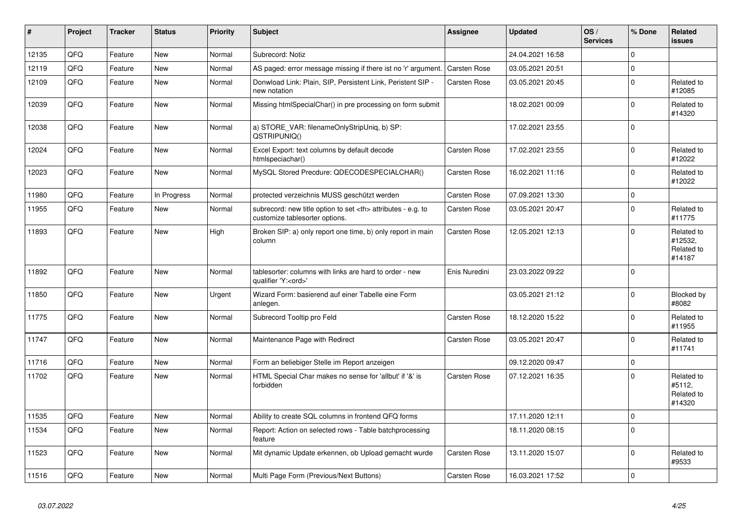| # | Project | Tracker | Status | Priority | Subject | Assignee | Updated | OS / Services | % Done | Related issues |
|---|---|---|---|---|---|---|---|---|---|---|
| 12135 | QFQ | Feature | New | Normal | Subrecord: Notiz | | 24.04.2021 16:58 | | 0 | |
| 12119 | QFQ | Feature | New | Normal | AS paged: error message missing if there ist no 'r' argument. | Carsten Rose | 03.05.2021 20:51 | | 0 | |
| 12109 | QFQ | Feature | New | Normal | Donwload Link: Plain, SIP, Persistent Link, Peristent SIP - new notation | Carsten Rose | 03.05.2021 20:45 | | 0 | Related to #12085 |
| 12039 | QFQ | Feature | New | Normal | Missing htmlSpecialChar() in pre processing on form submit | | 18.02.2021 00:09 | | 0 | Related to #14320 |
| 12038 | QFQ | Feature | New | Normal | a) STORE_VAR: filenameOnlyStripUniq, b) SP: QSTRIPUNIQ() | | 17.02.2021 23:55 | | 0 | |
| 12024 | QFQ | Feature | New | Normal | Excel Export: text columns by default decode htmlspeciachar() | Carsten Rose | 17.02.2021 23:55 | | 0 | Related to #12022 |
| 12023 | QFQ | Feature | New | Normal | MySQL Stored Precdure: QDECODESPECIALCHAR() | Carsten Rose | 16.02.2021 11:16 | | 0 | Related to #12022 |
| 11980 | QFQ | Feature | In Progress | Normal | protected verzeichnis MUSS geschützt werden | Carsten Rose | 07.09.2021 13:30 | | 0 | |
| 11955 | QFQ | Feature | New | Normal | subrecord: new title option to set <th> attributes - e.g. to customize tablesorter options. | Carsten Rose | 03.05.2021 20:47 | | 0 | Related to #11775 |
| 11893 | QFQ | Feature | New | High | Broken SIP: a) only report one time, b) only report in main column | Carsten Rose | 12.05.2021 12:13 | | 0 | Related to #12532, Related to #14187 |
| 11892 | QFQ | Feature | New | Normal | tablesorter: columns with links are hard to order - new qualifier 'Y:<ord>' | Enis Nuredini | 23.03.2022 09:22 | | 0 | |
| 11850 | QFQ | Feature | New | Urgent | Wizard Form: basierend auf einer Tabelle eine Form anlegen. | | 03.05.2021 21:12 | | 0 | Blocked by #8082 |
| 11775 | QFQ | Feature | New | Normal | Subrecord Tooltip pro Feld | Carsten Rose | 18.12.2020 15:22 | | 0 | Related to #11955 |
| 11747 | QFQ | Feature | New | Normal | Maintenance Page with Redirect | Carsten Rose | 03.05.2021 20:47 | | 0 | Related to #11741 |
| 11716 | QFQ | Feature | New | Normal | Form an beliebiger Stelle im Report anzeigen | | 09.12.2020 09:47 | | 0 | |
| 11702 | QFQ | Feature | New | Normal | HTML Special Char makes no sense for 'allbut' if '&' is forbidden | Carsten Rose | 07.12.2021 16:35 | | 0 | Related to #5112, Related to #14320 |
| 11535 | QFQ | Feature | New | Normal | Ability to create SQL columns in frontend QFQ forms | | 17.11.2020 12:11 | | 0 | |
| 11534 | QFQ | Feature | New | Normal | Report: Action on selected rows - Table batchprocessing feature | | 18.11.2020 08:15 | | 0 | |
| 11523 | QFQ | Feature | New | Normal | Mit dynamic Update erkennen, ob Upload gemacht wurde | Carsten Rose | 13.11.2020 15:07 | | 0 | Related to #9533 |
| 11516 | QFQ | Feature | New | Normal | Multi Page Form (Previous/Next Buttons) | Carsten Rose | 16.03.2021 17:52 | | 0 | |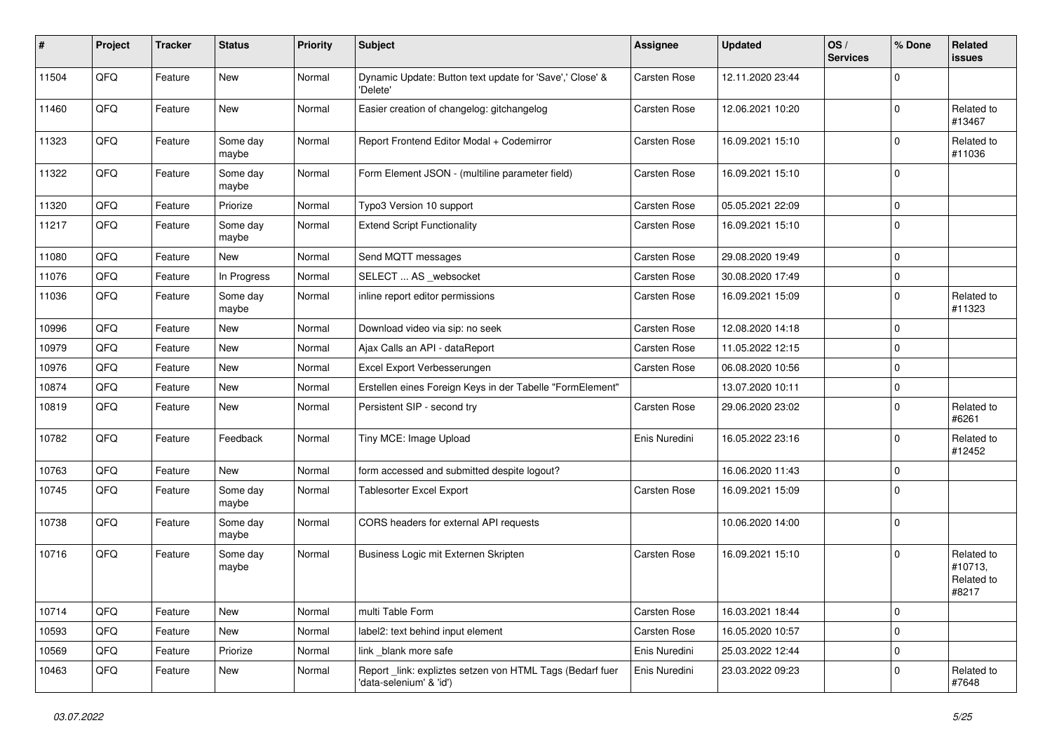| # | Project | Tracker | Status | Priority | Subject | Assignee | Updated | OS / Services | % Done | Related issues |
|---|---|---|---|---|---|---|---|---|---|---|
| 11504 | QFQ | Feature | New | Normal | Dynamic Update: Button text update for 'Save',' Close' & 'Delete' | Carsten Rose | 12.11.2020 23:44 | | 0 | |
| 11460 | QFQ | Feature | New | Normal | Easier creation of changelog: gitchangelog | Carsten Rose | 12.06.2021 10:20 | | 0 | Related to #13467 |
| 11323 | QFQ | Feature | Some day maybe | Normal | Report Frontend Editor Modal + Codemirror | Carsten Rose | 16.09.2021 15:10 | | 0 | Related to #11036 |
| 11322 | QFQ | Feature | Some day maybe | Normal | Form Element JSON - (multiline parameter field) | Carsten Rose | 16.09.2021 15:10 | | 0 | |
| 11320 | QFQ | Feature | Priorize | Normal | Typo3 Version 10 support | Carsten Rose | 05.05.2021 22:09 | | 0 | |
| 11217 | QFQ | Feature | Some day maybe | Normal | Extend Script Functionality | Carsten Rose | 16.09.2021 15:10 | | 0 | |
| 11080 | QFQ | Feature | New | Normal | Send MQTT messages | Carsten Rose | 29.08.2020 19:49 | | 0 | |
| 11076 | QFQ | Feature | In Progress | Normal | SELECT ... AS _websocket | Carsten Rose | 30.08.2020 17:49 | | 0 | |
| 11036 | QFQ | Feature | Some day maybe | Normal | inline report editor permissions | Carsten Rose | 16.09.2021 15:09 | | 0 | Related to #11323 |
| 10996 | QFQ | Feature | New | Normal | Download video via sip: no seek | Carsten Rose | 12.08.2020 14:18 | | 0 | |
| 10979 | QFQ | Feature | New | Normal | Ajax Calls an API - dataReport | Carsten Rose | 11.05.2022 12:15 | | 0 | |
| 10976 | QFQ | Feature | New | Normal | Excel Export Verbesserungen | Carsten Rose | 06.08.2020 10:56 | | 0 | |
| 10874 | QFQ | Feature | New | Normal | Erstellen eines Foreign Keys in der Tabelle "FormElement" | | 13.07.2020 10:11 | | 0 | |
| 10819 | QFQ | Feature | New | Normal | Persistent SIP - second try | Carsten Rose | 29.06.2020 23:02 | | 0 | Related to #6261 |
| 10782 | QFQ | Feature | Feedback | Normal | Tiny MCE: Image Upload | Enis Nuredini | 16.05.2022 23:16 | | 0 | Related to #12452 |
| 10763 | QFQ | Feature | New | Normal | form accessed and submitted despite logout? | | 16.06.2020 11:43 | | 0 | |
| 10745 | QFQ | Feature | Some day maybe | Normal | Tablesorter Excel Export | Carsten Rose | 16.09.2021 15:09 | | 0 | |
| 10738 | QFQ | Feature | Some day maybe | Normal | CORS headers for external API requests | | 10.06.2020 14:00 | | 0 | |
| 10716 | QFQ | Feature | Some day maybe | Normal | Business Logic mit Externen Skripten | Carsten Rose | 16.09.2021 15:10 | | 0 | Related to #10713, Related to #8217 |
| 10714 | QFQ | Feature | New | Normal | multi Table Form | Carsten Rose | 16.03.2021 18:44 | | 0 | |
| 10593 | QFQ | Feature | New | Normal | label2: text behind input element | Carsten Rose | 16.05.2020 10:57 | | 0 | |
| 10569 | QFQ | Feature | Priorize | Normal | link _blank more safe | Enis Nuredini | 25.03.2022 12:44 | | 0 | |
| 10463 | QFQ | Feature | New | Normal | Report _link: expliztes setzen von HTML Tags (Bedarf fuer 'data-selenium' & 'id') | Enis Nuredini | 23.03.2022 09:23 | | 0 | Related to #7648 |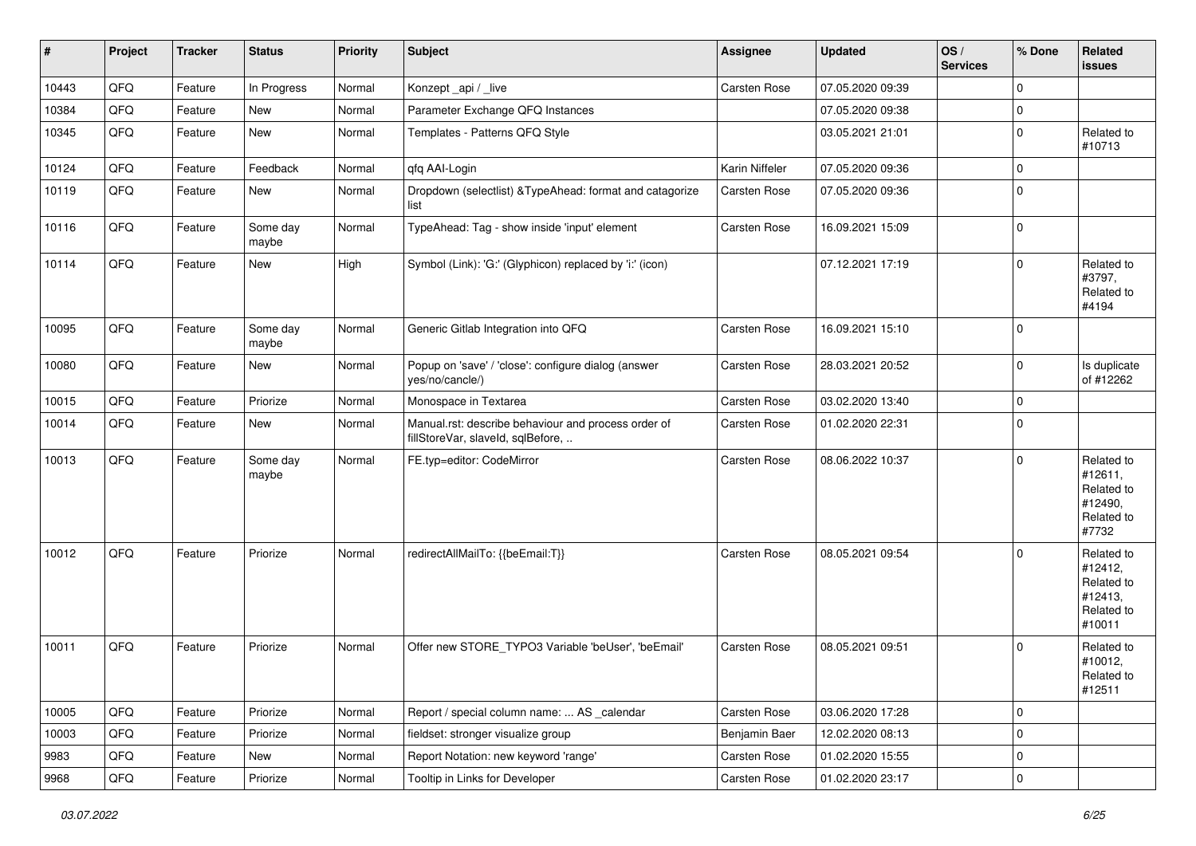| # | Project | Tracker | Status | Priority | Subject | Assignee | Updated | OS / Services | % Done | Related issues |
|---|---|---|---|---|---|---|---|---|---|---|
| 10443 | QFQ | Feature | In Progress | Normal | Konzept _api / _live | Carsten Rose | 07.05.2020 09:39 | | 0 | |
| 10384 | QFQ | Feature | New | Normal | Parameter Exchange QFQ Instances | | 07.05.2020 09:38 | | 0 | |
| 10345 | QFQ | Feature | New | Normal | Templates - Patterns QFQ Style | | 03.05.2021 21:01 | | 0 | Related to #10713 |
| 10124 | QFQ | Feature | Feedback | Normal | qfq AAI-Login | Karin Niffeler | 07.05.2020 09:36 | | 0 | |
| 10119 | QFQ | Feature | New | Normal | Dropdown (selectlist) &TypeAhead: format and catagorize list | Carsten Rose | 07.05.2020 09:36 | | 0 | |
| 10116 | QFQ | Feature | Some day maybe | Normal | TypeAhead: Tag - show inside 'input' element | Carsten Rose | 16.09.2021 15:09 | | 0 | |
| 10114 | QFQ | Feature | New | High | Symbol (Link): 'G:' (Glyphicon) replaced by 'i:' (icon) | | 07.12.2021 17:19 | | 0 | Related to #3797, Related to #4194 |
| 10095 | QFQ | Feature | Some day maybe | Normal | Generic Gitlab Integration into QFQ | Carsten Rose | 16.09.2021 15:10 | | 0 | |
| 10080 | QFQ | Feature | New | Normal | Popup on 'save' / 'close': configure dialog (answer yes/no/cancle/) | Carsten Rose | 28.03.2021 20:52 | | 0 | Is duplicate of #12262 |
| 10015 | QFQ | Feature | Priorize | Normal | Monospace in Textarea | Carsten Rose | 03.02.2020 13:40 | | 0 | |
| 10014 | QFQ | Feature | New | Normal | Manual.rst: describe behaviour and process order of fillStoreVar, slaveId, sqlBefore, .. | Carsten Rose | 01.02.2020 22:31 | | 0 | |
| 10013 | QFQ | Feature | Some day maybe | Normal | FE.typ=editor: CodeMirror | Carsten Rose | 08.06.2022 10:37 | | 0 | Related to #12611, Related to #12490, Related to #7732 |
| 10012 | QFQ | Feature | Priorize | Normal | redirectAllMailTo: {{beEmail:T}} | Carsten Rose | 08.05.2021 09:54 | | 0 | Related to #12412, Related to #12413, Related to #10011 |
| 10011 | QFQ | Feature | Priorize | Normal | Offer new STORE_TYPO3 Variable 'beUser', 'beEmail' | Carsten Rose | 08.05.2021 09:51 | | 0 | Related to #10012, Related to #12511 |
| 10005 | QFQ | Feature | Priorize | Normal | Report / special column name: ... AS _calendar | Carsten Rose | 03.06.2020 17:28 | | 0 | |
| 10003 | QFQ | Feature | Priorize | Normal | fieldset: stronger visualize group | Benjamin Baer | 12.02.2020 08:13 | | 0 | |
| 9983 | QFQ | Feature | New | Normal | Report Notation: new keyword 'range' | Carsten Rose | 01.02.2020 15:55 | | 0 | |
| 9968 | QFQ | Feature | Priorize | Normal | Tooltip in Links for Developer | Carsten Rose | 01.02.2020 23:17 | | 0 | |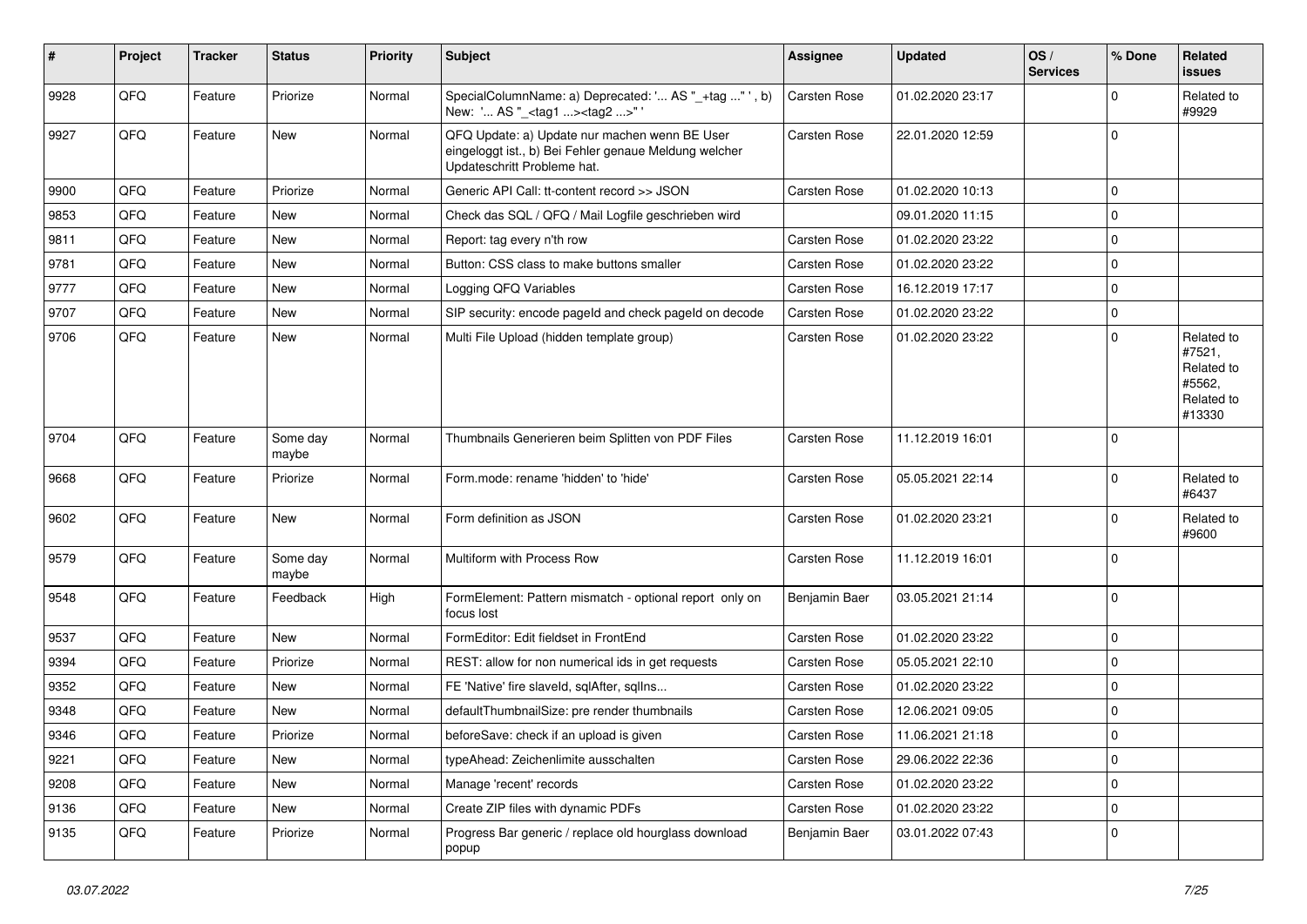| # | Project | Tracker | Status | Priority | Subject | Assignee | Updated | OS / Services | % Done | Related issues |
|---|---|---|---|---|---|---|---|---|---|---|
| 9928 | QFQ | Feature | Priorize | Normal | SpecialColumnName: a) Deprecated: '... AS "_+tag ..." ', b) New: '... AS "_<tag1 ...><tag2 ...>" ' | Carsten Rose | 01.02.2020 23:17 | | 0 | Related to #9929 |
| 9927 | QFQ | Feature | New | Normal | QFQ Update: a) Update nur machen wenn BE User eingeloggt ist., b) Bei Fehler genaue Meldung welcher Updateschritt Probleme hat. | Carsten Rose | 22.01.2020 12:59 | | 0 | |
| 9900 | QFQ | Feature | Priorize | Normal | Generic API Call: tt-content record >> JSON | Carsten Rose | 01.02.2020 10:13 | | 0 | |
| 9853 | QFQ | Feature | New | Normal | Check das SQL / QFQ / Mail Logfile geschrieben wird | | 09.01.2020 11:15 | | 0 | |
| 9811 | QFQ | Feature | New | Normal | Report: tag every n'th row | Carsten Rose | 01.02.2020 23:22 | | 0 | |
| 9781 | QFQ | Feature | New | Normal | Button: CSS class to make buttons smaller | Carsten Rose | 01.02.2020 23:22 | | 0 | |
| 9777 | QFQ | Feature | New | Normal | Logging QFQ Variables | Carsten Rose | 16.12.2019 17:17 | | 0 | |
| 9707 | QFQ | Feature | New | Normal | SIP security: encode pageId and check pageId on decode | Carsten Rose | 01.02.2020 23:22 | | 0 | |
| 9706 | QFQ | Feature | New | Normal | Multi File Upload (hidden template group) | Carsten Rose | 01.02.2020 23:22 | | 0 | Related to #7521, Related to #5562, Related to #13330 |
| 9704 | QFQ | Feature | Some day maybe | Normal | Thumbnails Generieren beim Splitten von PDF Files | Carsten Rose | 11.12.2019 16:01 | | 0 | |
| 9668 | QFQ | Feature | Priorize | Normal | Form.mode: rename 'hidden' to 'hide' | Carsten Rose | 05.05.2021 22:14 | | 0 | Related to #6437 |
| 9602 | QFQ | Feature | New | Normal | Form definition as JSON | Carsten Rose | 01.02.2020 23:21 | | 0 | Related to #9600 |
| 9579 | QFQ | Feature | Some day maybe | Normal | Multiform with Process Row | Carsten Rose | 11.12.2019 16:01 | | 0 | |
| 9548 | QFQ | Feature | Feedback | High | FormElement: Pattern mismatch - optional report only on focus lost | Benjamin Baer | 03.05.2021 21:14 | | 0 | |
| 9537 | QFQ | Feature | New | Normal | FormEditor: Edit fieldset in FrontEnd | Carsten Rose | 01.02.2020 23:22 | | 0 | |
| 9394 | QFQ | Feature | Priorize | Normal | REST: allow for non numerical ids in get requests | Carsten Rose | 05.05.2021 22:10 | | 0 | |
| 9352 | QFQ | Feature | New | Normal | FE 'Native' fire slaveId, sqlAfter, sqlIns... | Carsten Rose | 01.02.2020 23:22 | | 0 | |
| 9348 | QFQ | Feature | New | Normal | defaultThumbnailSize: pre render thumbnails | Carsten Rose | 12.06.2021 09:05 | | 0 | |
| 9346 | QFQ | Feature | Priorize | Normal | beforeSave: check if an upload is given | Carsten Rose | 11.06.2021 21:18 | | 0 | |
| 9221 | QFQ | Feature | New | Normal | typeAhead: Zeichenlimite ausschalten | Carsten Rose | 29.06.2022 22:36 | | 0 | |
| 9208 | QFQ | Feature | New | Normal | Manage 'recent' records | Carsten Rose | 01.02.2020 23:22 | | 0 | |
| 9136 | QFQ | Feature | New | Normal | Create ZIP files with dynamic PDFs | Carsten Rose | 01.02.2020 23:22 | | 0 | |
| 9135 | QFQ | Feature | Priorize | Normal | Progress Bar generic / replace old hourglass download popup | Benjamin Baer | 03.01.2022 07:43 | | 0 | |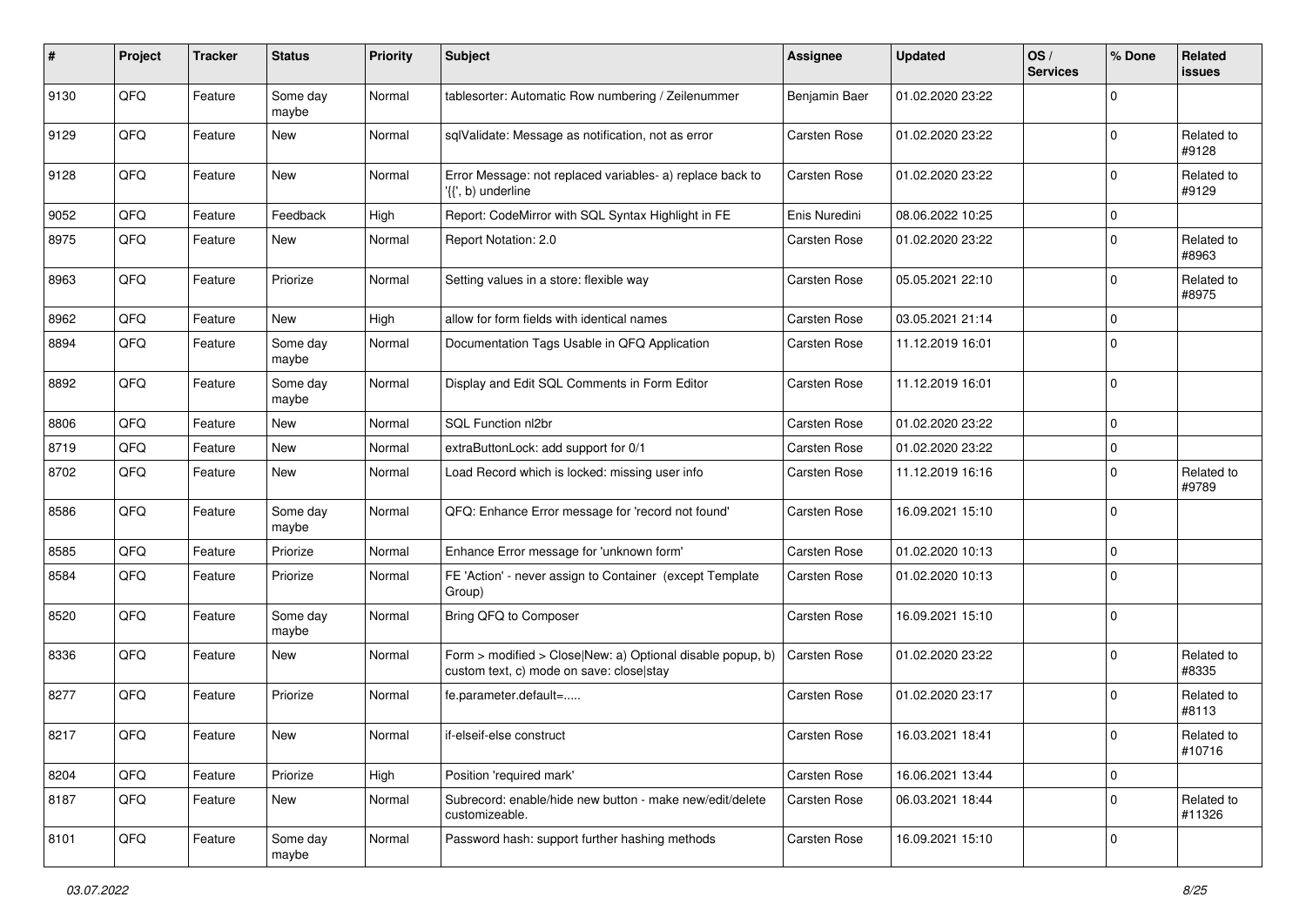| # | Project | Tracker | Status | Priority | Subject | Assignee | Updated | OS / Services | % Done | Related issues |
|---|---|---|---|---|---|---|---|---|---|---|
| 9130 | QFQ | Feature | Some day maybe | Normal | tablesorter: Automatic Row numbering / Zeilenummer | Benjamin Baer | 01.02.2020 23:22 | | 0 | |
| 9129 | QFQ | Feature | New | Normal | sqlValidate: Message as notification, not as error | Carsten Rose | 01.02.2020 23:22 | | 0 | Related to #9128 |
| 9128 | QFQ | Feature | New | Normal | Error Message: not replaced variables- a) replace back to '{{', b) underline | Carsten Rose | 01.02.2020 23:22 | | 0 | Related to #9129 |
| 9052 | QFQ | Feature | Feedback | High | Report: CodeMirror with SQL Syntax Highlight in FE | Enis Nuredini | 08.06.2022 10:25 | | 0 | |
| 8975 | QFQ | Feature | New | Normal | Report Notation: 2.0 | Carsten Rose | 01.02.2020 23:22 | | 0 | Related to #8963 |
| 8963 | QFQ | Feature | Priorize | Normal | Setting values in a store: flexible way | Carsten Rose | 05.05.2021 22:10 | | 0 | Related to #8975 |
| 8962 | QFQ | Feature | New | High | allow for form fields with identical names | Carsten Rose | 03.05.2021 21:14 | | 0 | |
| 8894 | QFQ | Feature | Some day maybe | Normal | Documentation Tags Usable in QFQ Application | Carsten Rose | 11.12.2019 16:01 | | 0 | |
| 8892 | QFQ | Feature | Some day maybe | Normal | Display and Edit SQL Comments in Form Editor | Carsten Rose | 11.12.2019 16:01 | | 0 | |
| 8806 | QFQ | Feature | New | Normal | SQL Function nl2br | Carsten Rose | 01.02.2020 23:22 | | 0 | |
| 8719 | QFQ | Feature | New | Normal | extraButtonLock: add support for 0/1 | Carsten Rose | 01.02.2020 23:22 | | 0 | |
| 8702 | QFQ | Feature | New | Normal | Load Record which is locked: missing user info | Carsten Rose | 11.12.2019 16:16 | | 0 | Related to #9789 |
| 8586 | QFQ | Feature | Some day maybe | Normal | QFQ: Enhance Error message for 'record not found' | Carsten Rose | 16.09.2021 15:10 | | 0 | |
| 8585 | QFQ | Feature | Priorize | Normal | Enhance Error message for 'unknown form' | Carsten Rose | 01.02.2020 10:13 | | 0 | |
| 8584 | QFQ | Feature | Priorize | Normal | FE 'Action' - never assign to Container (except Template Group) | Carsten Rose | 01.02.2020 10:13 | | 0 | |
| 8520 | QFQ | Feature | Some day maybe | Normal | Bring QFQ to Composer | Carsten Rose | 16.09.2021 15:10 | | 0 | |
| 8336 | QFQ | Feature | New | Normal | Form > modified > Close\|New: a) Optional disable popup, b) custom text, c) mode on save: close\|stay | Carsten Rose | 01.02.2020 23:22 | | 0 | Related to #8335 |
| 8277 | QFQ | Feature | Priorize | Normal | fe.parameter.default=..... | Carsten Rose | 01.02.2020 23:17 | | 0 | Related to #8113 |
| 8217 | QFQ | Feature | New | Normal | if-elseif-else construct | Carsten Rose | 16.03.2021 18:41 | | 0 | Related to #10716 |
| 8204 | QFQ | Feature | Priorize | High | Position 'required mark' | Carsten Rose | 16.06.2021 13:44 | | 0 | |
| 8187 | QFQ | Feature | New | Normal | Subrecord: enable/hide new button - make new/edit/delete customizeable. | Carsten Rose | 06.03.2021 18:44 | | 0 | Related to #11326 |
| 8101 | QFQ | Feature | Some day maybe | Normal | Password hash: support further hashing methods | Carsten Rose | 16.09.2021 15:10 | | 0 | |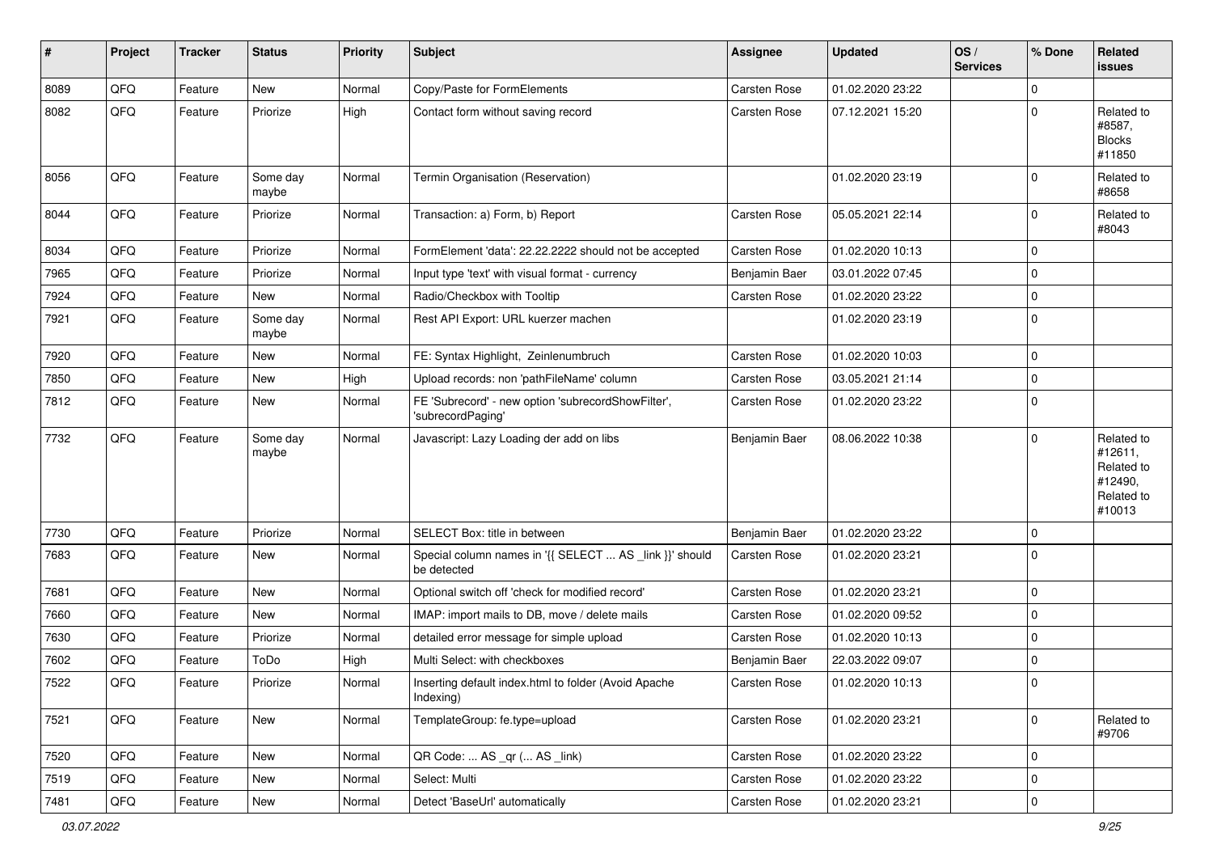| # | Project | Tracker | Status | Priority | Subject | Assignee | Updated | OS / Services | % Done | Related issues |
|---|---|---|---|---|---|---|---|---|---|---|
| 8089 | QFQ | Feature | New | Normal | Copy/Paste for FormElements | Carsten Rose | 01.02.2020 23:22 | | 0 | |
| 8082 | QFQ | Feature | Priorize | High | Contact form without saving record | Carsten Rose | 07.12.2021 15:20 | | 0 | Related to #8587, Blocks #11850 |
| 8056 | QFQ | Feature | Some day maybe | Normal | Termin Organisation (Reservation) | | 01.02.2020 23:19 | | 0 | Related to #8658 |
| 8044 | QFQ | Feature | Priorize | Normal | Transaction: a) Form, b) Report | Carsten Rose | 05.05.2021 22:14 | | 0 | Related to #8043 |
| 8034 | QFQ | Feature | Priorize | Normal | FormElement 'data': 22.22.2222 should not be accepted | Carsten Rose | 01.02.2020 10:13 | | 0 | |
| 7965 | QFQ | Feature | Priorize | Normal | Input type 'text' with visual format - currency | Benjamin Baer | 03.01.2022 07:45 | | 0 | |
| 7924 | QFQ | Feature | New | Normal | Radio/Checkbox with Tooltip | Carsten Rose | 01.02.2020 23:22 | | 0 | |
| 7921 | QFQ | Feature | Some day maybe | Normal | Rest API Export: URL kuerzer machen | | 01.02.2020 23:19 | | 0 | |
| 7920 | QFQ | Feature | New | Normal | FE: Syntax Highlight, Zeinlenumbruch | Carsten Rose | 01.02.2020 10:03 | | 0 | |
| 7850 | QFQ | Feature | New | High | Upload records: non 'pathFileName' column | Carsten Rose | 03.05.2021 21:14 | | 0 | |
| 7812 | QFQ | Feature | New | Normal | FE 'Subrecord' - new option 'subrecordShowFilter', 'subrecordPaging' | Carsten Rose | 01.02.2020 23:22 | | 0 | |
| 7732 | QFQ | Feature | Some day maybe | Normal | Javascript: Lazy Loading der add on libs | Benjamin Baer | 08.06.2022 10:38 | | 0 | Related to #12611, Related to #12490, Related to #10013 |
| 7730 | QFQ | Feature | Priorize | Normal | SELECT Box: title in between | Benjamin Baer | 01.02.2020 23:22 | | 0 | |
| 7683 | QFQ | Feature | New | Normal | Special column names in '{{ SELECT ... AS _link }}' should be detected | Carsten Rose | 01.02.2020 23:21 | | 0 | |
| 7681 | QFQ | Feature | New | Normal | Optional switch off 'check for modified record' | Carsten Rose | 01.02.2020 23:21 | | 0 | |
| 7660 | QFQ | Feature | New | Normal | IMAP: import mails to DB, move / delete mails | Carsten Rose | 01.02.2020 09:52 | | 0 | |
| 7630 | QFQ | Feature | Priorize | Normal | detailed error message for simple upload | Carsten Rose | 01.02.2020 10:13 | | 0 | |
| 7602 | QFQ | Feature | ToDo | High | Multi Select: with checkboxes | Benjamin Baer | 22.03.2022 09:07 | | 0 | |
| 7522 | QFQ | Feature | Priorize | Normal | Inserting default index.html to folder (Avoid Apache Indexing) | Carsten Rose | 01.02.2020 10:13 | | 0 | |
| 7521 | QFQ | Feature | New | Normal | TemplateGroup: fe.type=upload | Carsten Rose | 01.02.2020 23:21 | | 0 | Related to #9706 |
| 7520 | QFQ | Feature | New | Normal | QR Code: ... AS _qr (... AS _link) | Carsten Rose | 01.02.2020 23:22 | | 0 | |
| 7519 | QFQ | Feature | New | Normal | Select: Multi | Carsten Rose | 01.02.2020 23:22 | | 0 | |
| 7481 | QFQ | Feature | New | Normal | Detect 'BaseUrl' automatically | Carsten Rose | 01.02.2020 23:21 | | 0 | |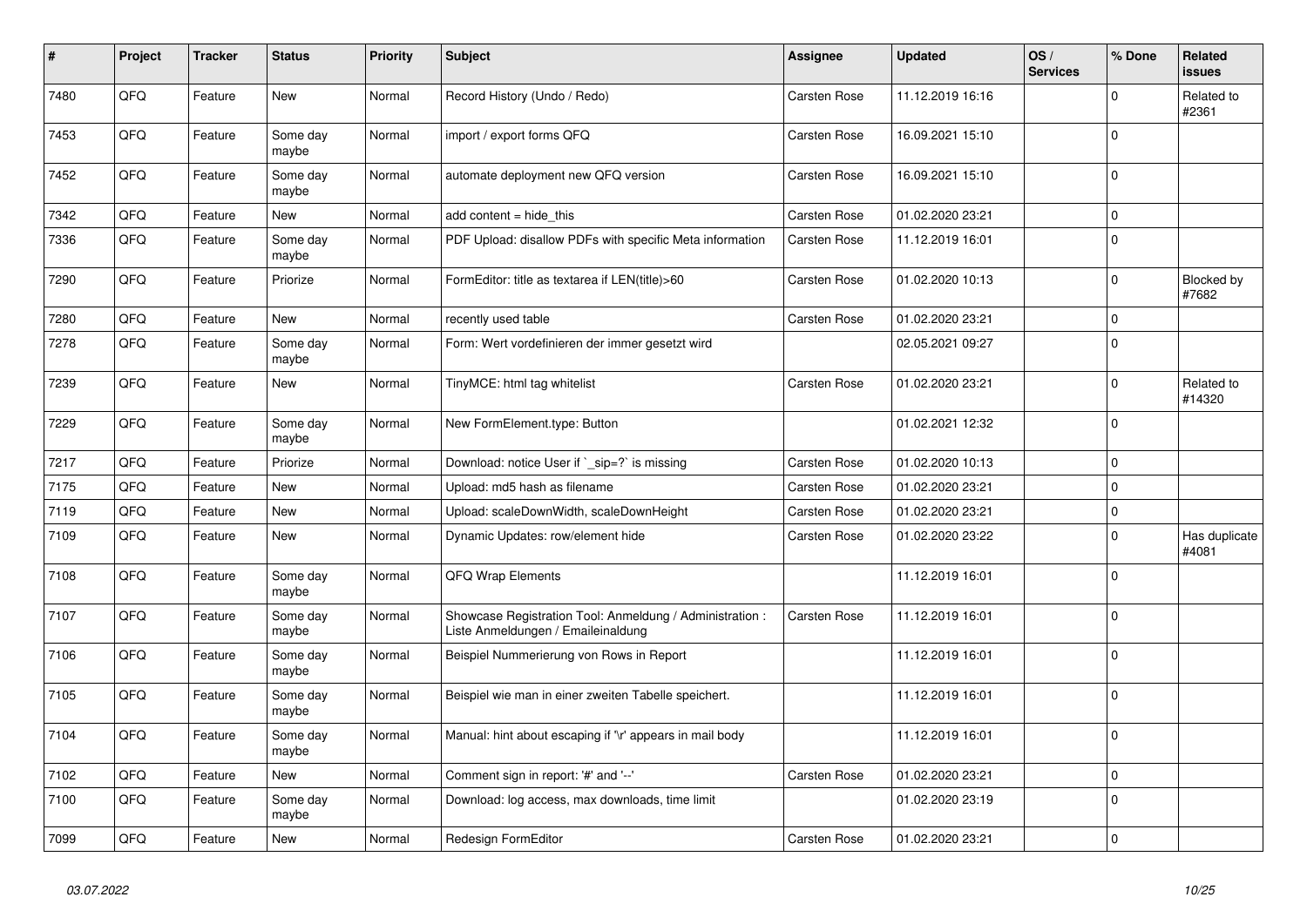| # | Project | Tracker | Status | Priority | Subject | Assignee | Updated | OS / Services | % Done | Related issues |
|---|---|---|---|---|---|---|---|---|---|---|
| 7480 | QFQ | Feature | New | Normal | Record History (Undo / Redo) | Carsten Rose | 11.12.2019 16:16 | | 0 | Related to #2361 |
| 7453 | QFQ | Feature | Some day maybe | Normal | import / export forms QFQ | Carsten Rose | 16.09.2021 15:10 | | 0 | |
| 7452 | QFQ | Feature | Some day maybe | Normal | automate deployment new QFQ version | Carsten Rose | 16.09.2021 15:10 | | 0 | |
| 7342 | QFQ | Feature | New | Normal | add content = hide_this | Carsten Rose | 01.02.2020 23:21 | | 0 | |
| 7336 | QFQ | Feature | Some day maybe | Normal | PDF Upload: disallow PDFs with specific Meta information | Carsten Rose | 11.12.2019 16:01 | | 0 | |
| 7290 | QFQ | Feature | Priorize | Normal | FormEditor: title as textarea if LEN(title)>60 | Carsten Rose | 01.02.2020 10:13 | | 0 | Blocked by #7682 |
| 7280 | QFQ | Feature | New | Normal | recently used table | Carsten Rose | 01.02.2020 23:21 | | 0 | |
| 7278 | QFQ | Feature | Some day maybe | Normal | Form: Wert vordefinieren der immer gesetzt wird | | 02.05.2021 09:27 | | 0 | |
| 7239 | QFQ | Feature | New | Normal | TinyMCE: html tag whitelist | Carsten Rose | 01.02.2020 23:21 | | 0 | Related to #14320 |
| 7229 | QFQ | Feature | Some day maybe | Normal | New FormElement.type: Button | | 01.02.2021 12:32 | | 0 | |
| 7217 | QFQ | Feature | Priorize | Normal | Download: notice User if `_sip=?` is missing | Carsten Rose | 01.02.2020 10:13 | | 0 | |
| 7175 | QFQ | Feature | New | Normal | Upload: md5 hash as filename | Carsten Rose | 01.02.2020 23:21 | | 0 | |
| 7119 | QFQ | Feature | New | Normal | Upload: scaleDownWidth, scaleDownHeight | Carsten Rose | 01.02.2020 23:21 | | 0 | |
| 7109 | QFQ | Feature | New | Normal | Dynamic Updates: row/element hide | Carsten Rose | 01.02.2020 23:22 | | 0 | Has duplicate #4081 |
| 7108 | QFQ | Feature | Some day maybe | Normal | QFQ Wrap Elements | | 11.12.2019 16:01 | | 0 | |
| 7107 | QFQ | Feature | Some day maybe | Normal | Showcase Registration Tool: Anmeldung / Administration : Liste Anmeldungen / Emaileinaldung | Carsten Rose | 11.12.2019 16:01 | | 0 | |
| 7106 | QFQ | Feature | Some day maybe | Normal | Beispiel Nummerierung von Rows in Report | | 11.12.2019 16:01 | | 0 | |
| 7105 | QFQ | Feature | Some day maybe | Normal | Beispiel wie man in einer zweiten Tabelle speichert. | | 11.12.2019 16:01 | | 0 | |
| 7104 | QFQ | Feature | Some day maybe | Normal | Manual: hint about escaping if '\r' appears in mail body | | 11.12.2019 16:01 | | 0 | |
| 7102 | QFQ | Feature | New | Normal | Comment sign in report: '#' and '--' | Carsten Rose | 01.02.2020 23:21 | | 0 | |
| 7100 | QFQ | Feature | Some day maybe | Normal | Download: log access, max downloads, time limit | | 01.02.2020 23:19 | | 0 | |
| 7099 | QFQ | Feature | New | Normal | Redesign FormEditor | Carsten Rose | 01.02.2020 23:21 | | 0 | |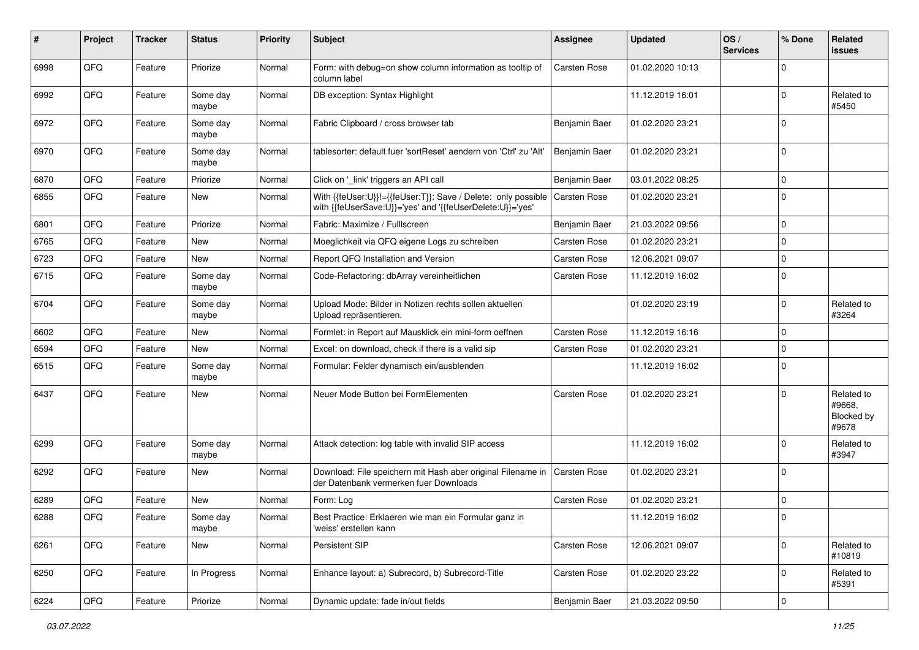| # | Project | Tracker | Status | Priority | Subject | Assignee | Updated | OS / Services | % Done | Related issues |
|---|---|---|---|---|---|---|---|---|---|---|
| 6998 | QFQ | Feature | Priorize | Normal | Form: with debug=on show column information as tooltip of column label | Carsten Rose | 01.02.2020 10:13 | | 0 | |
| 6992 | QFQ | Feature | Some day maybe | Normal | DB exception: Syntax Highlight | | 11.12.2019 16:01 | | 0 | Related to #5450 |
| 6972 | QFQ | Feature | Some day maybe | Normal | Fabric Clipboard / cross browser tab | Benjamin Baer | 01.02.2020 23:21 | | 0 | |
| 6970 | QFQ | Feature | Some day maybe | Normal | tablesorter: default fuer 'sortReset' aendern von 'Ctrl' zu 'Alt' | Benjamin Baer | 01.02.2020 23:21 | | 0 | |
| 6870 | QFQ | Feature | Priorize | Normal | Click on '_link' triggers an API call | Benjamin Baer | 03.01.2022 08:25 | | 0 | |
| 6855 | QFQ | Feature | New | Normal | With {{feUser:U}}!={{feUser:T}}: Save / Delete: only possible with {{feUserSave:U}}='yes' and '{{feUserDelete:U}}='yes' | Carsten Rose | 01.02.2020 23:21 | | 0 | |
| 6801 | QFQ | Feature | Priorize | Normal | Fabric: Maximize / Fulllscreen | Benjamin Baer | 21.03.2022 09:56 | | 0 | |
| 6765 | QFQ | Feature | New | Normal | Moeglichkeit via QFQ eigene Logs zu schreiben | Carsten Rose | 01.02.2020 23:21 | | 0 | |
| 6723 | QFQ | Feature | New | Normal | Report QFQ Installation and Version | Carsten Rose | 12.06.2021 09:07 | | 0 | |
| 6715 | QFQ | Feature | Some day maybe | Normal | Code-Refactoring: dbArray vereinheitlichen | Carsten Rose | 11.12.2019 16:02 | | 0 | |
| 6704 | QFQ | Feature | Some day maybe | Normal | Upload Mode: Bilder in Notizen rechts sollen aktuellen Upload repräsentieren. | | 01.02.2020 23:19 | | 0 | Related to #3264 |
| 6602 | QFQ | Feature | New | Normal | Formlet: in Report auf Mausklick ein mini-form oeffnen | Carsten Rose | 11.12.2019 16:16 | | 0 | |
| 6594 | QFQ | Feature | New | Normal | Excel: on download, check if there is a valid sip | Carsten Rose | 01.02.2020 23:21 | | 0 | |
| 6515 | QFQ | Feature | Some day maybe | Normal | Formular: Felder dynamisch ein/ausblenden | | 11.12.2019 16:02 | | 0 | |
| 6437 | QFQ | Feature | New | Normal | Neuer Mode Button bei FormElementen | Carsten Rose | 01.02.2020 23:21 | | 0 | Related to #9668, Blocked by #9678 |
| 6299 | QFQ | Feature | Some day maybe | Normal | Attack detection: log table with invalid SIP access | | 11.12.2019 16:02 | | 0 | Related to #3947 |
| 6292 | QFQ | Feature | New | Normal | Download: File speichern mit Hash aber original Filename in der Datenbank vermerken fuer Downloads | Carsten Rose | 01.02.2020 23:21 | | 0 | |
| 6289 | QFQ | Feature | New | Normal | Form: Log | Carsten Rose | 01.02.2020 23:21 | | 0 | |
| 6288 | QFQ | Feature | Some day maybe | Normal | Best Practice: Erklaeren wie man ein Formular ganz in 'weiss' erstellen kann | | 11.12.2019 16:02 | | 0 | |
| 6261 | QFQ | Feature | New | Normal | Persistent SIP | Carsten Rose | 12.06.2021 09:07 | | 0 | Related to #10819 |
| 6250 | QFQ | Feature | In Progress | Normal | Enhance layout: a) Subrecord, b) Subrecord-Title | Carsten Rose | 01.02.2020 23:22 | | 0 | Related to #5391 |
| 6224 | QFQ | Feature | Priorize | Normal | Dynamic update: fade in/out fields | Benjamin Baer | 21.03.2022 09:50 | | 0 | |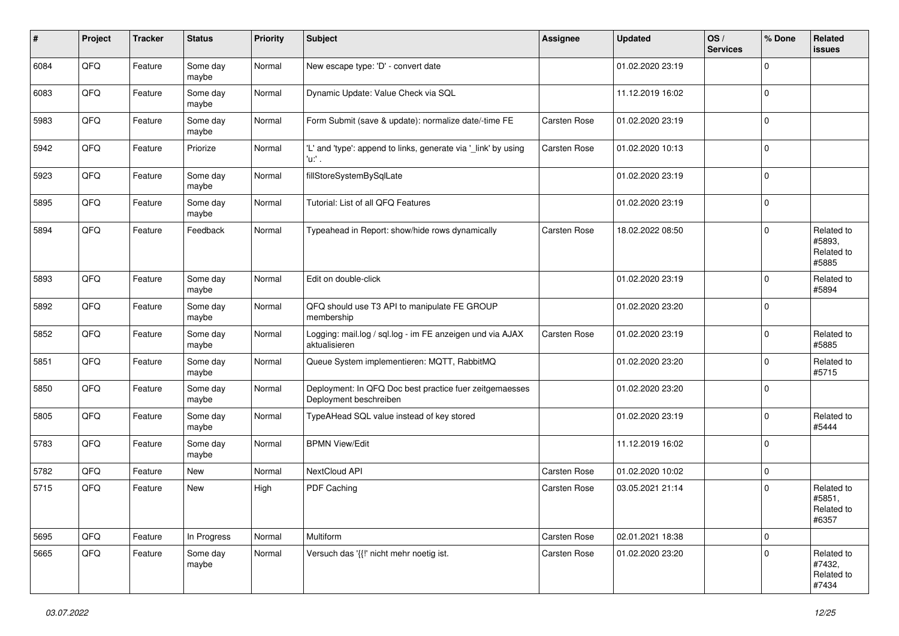| # | Project | Tracker | Status | Priority | Subject | Assignee | Updated | OS / Services | % Done | Related issues |
|---|---|---|---|---|---|---|---|---|---|---|
| 6084 | QFQ | Feature | Some day maybe | Normal | New escape type: 'D' - convert date | | 01.02.2020 23:19 | | 0 | |
| 6083 | QFQ | Feature | Some day maybe | Normal | Dynamic Update: Value Check via SQL | | 11.12.2019 16:02 | | 0 | |
| 5983 | QFQ | Feature | Some day maybe | Normal | Form Submit (save & update): normalize date/-time FE | Carsten Rose | 01.02.2020 23:19 | | 0 | |
| 5942 | QFQ | Feature | Priorize | Normal | 'L' and 'type': append to links, generate via '_link' by using 'u:' . | Carsten Rose | 01.02.2020 10:13 | | 0 | |
| 5923 | QFQ | Feature | Some day maybe | Normal | fillStoreSystemBySqlLate | | 01.02.2020 23:19 | | 0 | |
| 5895 | QFQ | Feature | Some day maybe | Normal | Tutorial: List of all QFQ Features | | 01.02.2020 23:19 | | 0 | |
| 5894 | QFQ | Feature | Feedback | Normal | Typeahead in Report: show/hide rows dynamically | Carsten Rose | 18.02.2022 08:50 | | 0 | Related to #5893, Related to #5885 |
| 5893 | QFQ | Feature | Some day maybe | Normal | Edit on double-click | | 01.02.2020 23:19 | | 0 | Related to #5894 |
| 5892 | QFQ | Feature | Some day maybe | Normal | QFQ should use T3 API to manipulate FE GROUP membership | | 01.02.2020 23:20 | | 0 | |
| 5852 | QFQ | Feature | Some day maybe | Normal | Logging: mail.log / sql.log - im FE anzeigen und via AJAX aktualisieren | Carsten Rose | 01.02.2020 23:19 | | 0 | Related to #5885 |
| 5851 | QFQ | Feature | Some day maybe | Normal | Queue System implementieren: MQTT, RabbitMQ | | 01.02.2020 23:20 | | 0 | Related to #5715 |
| 5850 | QFQ | Feature | Some day maybe | Normal | Deployment: In QFQ Doc best practice fuer zeitgemaesses Deployment beschreiben | | 01.02.2020 23:20 | | 0 | |
| 5805 | QFQ | Feature | Some day maybe | Normal | TypeAHead SQL value instead of key stored | | 01.02.2020 23:19 | | 0 | Related to #5444 |
| 5783 | QFQ | Feature | Some day maybe | Normal | BPMN View/Edit | | 11.12.2019 16:02 | | 0 | |
| 5782 | QFQ | Feature | New | Normal | NextCloud API | Carsten Rose | 01.02.2020 10:02 | | 0 | |
| 5715 | QFQ | Feature | New | High | PDF Caching | Carsten Rose | 03.05.2021 21:14 | | 0 | Related to #5851, Related to #6357 |
| 5695 | QFQ | Feature | In Progress | Normal | Multiform | Carsten Rose | 02.01.2021 18:38 | | 0 | |
| 5665 | QFQ | Feature | Some day maybe | Normal | Versuch das '{{!' nicht mehr noetig ist. | Carsten Rose | 01.02.2020 23:20 | | 0 | Related to #7432, Related to #7434 |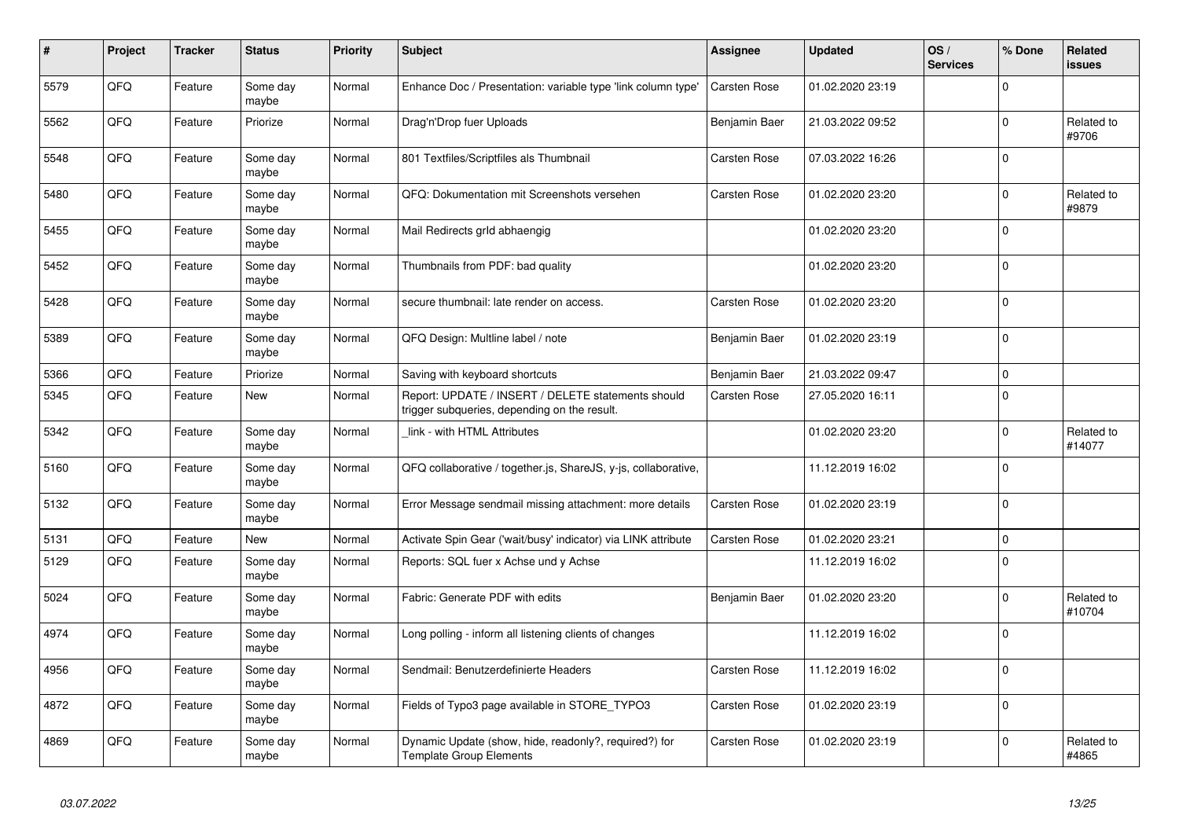| # | Project | Tracker | Status | Priority | Subject | Assignee | Updated | OS / Services | % Done | Related issues |
|---|---|---|---|---|---|---|---|---|---|---|
| 5579 | QFQ | Feature | Some day maybe | Normal | Enhance Doc / Presentation: variable type 'link column type' | Carsten Rose | 01.02.2020 23:19 | | 0 | |
| 5562 | QFQ | Feature | Priorize | Normal | Drag'n'Drop fuer Uploads | Benjamin Baer | 21.03.2022 09:52 | | 0 | Related to #9706 |
| 5548 | QFQ | Feature | Some day maybe | Normal | 801 Textfiles/Scriptfiles als Thumbnail | Carsten Rose | 07.03.2022 16:26 | | 0 | |
| 5480 | QFQ | Feature | Some day maybe | Normal | QFQ: Dokumentation mit Screenshots versehen | Carsten Rose | 01.02.2020 23:20 | | 0 | Related to #9879 |
| 5455 | QFQ | Feature | Some day maybe | Normal | Mail Redirects grld abhaengig | | 01.02.2020 23:20 | | 0 | |
| 5452 | QFQ | Feature | Some day maybe | Normal | Thumbnails from PDF: bad quality | | 01.02.2020 23:20 | | 0 | |
| 5428 | QFQ | Feature | Some day maybe | Normal | secure thumbnail: late render on access. | Carsten Rose | 01.02.2020 23:20 | | 0 | |
| 5389 | QFQ | Feature | Some day maybe | Normal | QFQ Design: Multline label / note | Benjamin Baer | 01.02.2020 23:19 | | 0 | |
| 5366 | QFQ | Feature | Priorize | Normal | Saving with keyboard shortcuts | Benjamin Baer | 21.03.2022 09:47 | | 0 | |
| 5345 | QFQ | Feature | New | Normal | Report: UPDATE / INSERT / DELETE statements should trigger subqueries, depending on the result. | Carsten Rose | 27.05.2020 16:11 | | 0 | |
| 5342 | QFQ | Feature | Some day maybe | Normal | _link - with HTML Attributes | | 01.02.2020 23:20 | | 0 | Related to #14077 |
| 5160 | QFQ | Feature | Some day maybe | Normal | QFQ collaborative / together.js, ShareJS, y-js, collaborative, | | 11.12.2019 16:02 | | 0 | |
| 5132 | QFQ | Feature | Some day maybe | Normal | Error Message sendmail missing attachment: more details | Carsten Rose | 01.02.2020 23:19 | | 0 | |
| 5131 | QFQ | Feature | New | Normal | Activate Spin Gear ('wait/busy' indicator) via LINK attribute | Carsten Rose | 01.02.2020 23:21 | | 0 | |
| 5129 | QFQ | Feature | Some day maybe | Normal | Reports: SQL fuer x Achse und y Achse | | 11.12.2019 16:02 | | 0 | |
| 5024 | QFQ | Feature | Some day maybe | Normal | Fabric: Generate PDF with edits | Benjamin Baer | 01.02.2020 23:20 | | 0 | Related to #10704 |
| 4974 | QFQ | Feature | Some day maybe | Normal | Long polling - inform all listening clients of changes | | 11.12.2019 16:02 | | 0 | |
| 4956 | QFQ | Feature | Some day maybe | Normal | Sendmail: Benutzerdefinierte Headers | Carsten Rose | 11.12.2019 16:02 | | 0 | |
| 4872 | QFQ | Feature | Some day maybe | Normal | Fields of Typo3 page available in STORE_TYPO3 | Carsten Rose | 01.02.2020 23:19 | | 0 | |
| 4869 | QFQ | Feature | Some day maybe | Normal | Dynamic Update (show, hide, readonly?, required?) for Template Group Elements | Carsten Rose | 01.02.2020 23:19 | | 0 | Related to #4865 |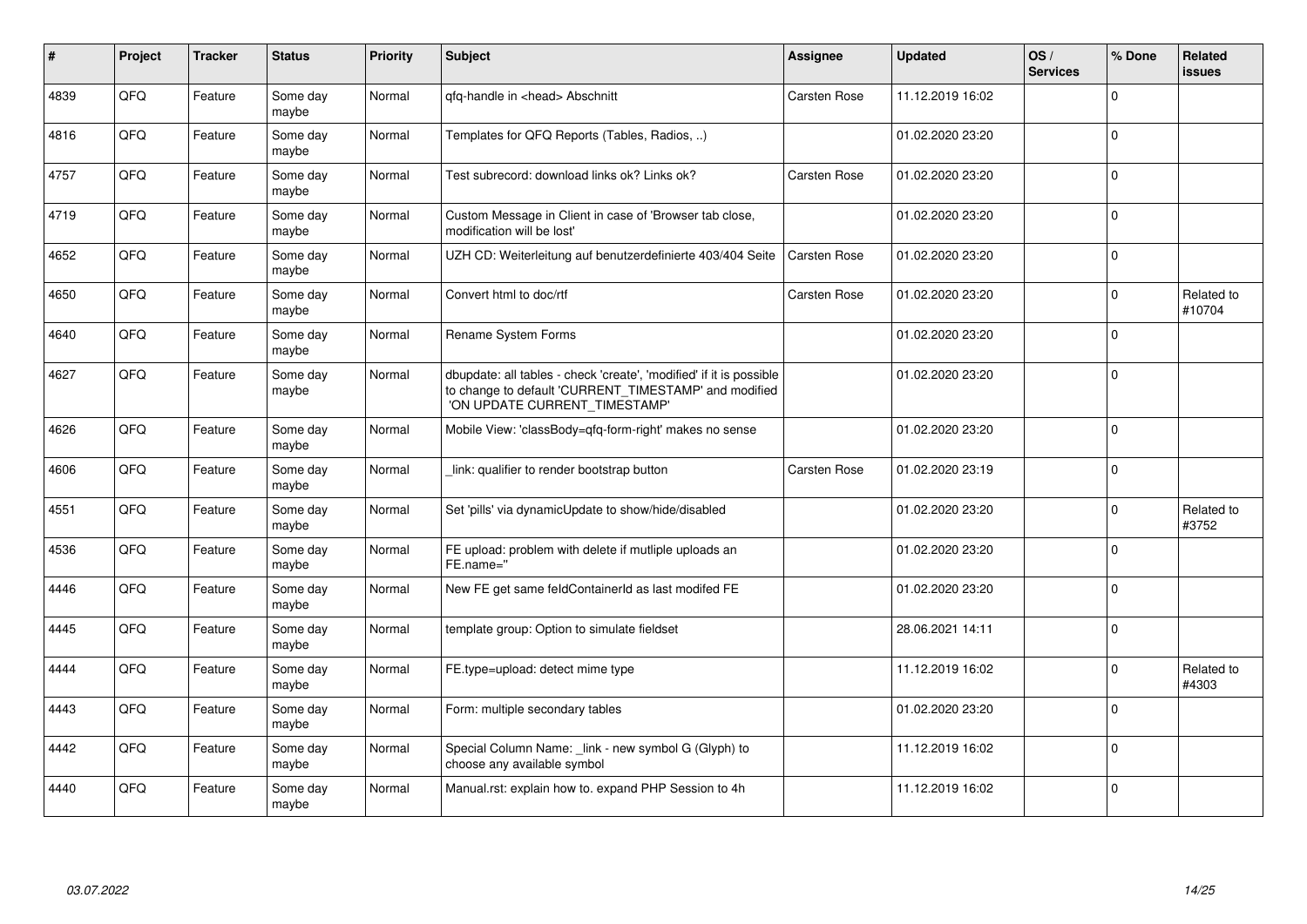| # | Project | Tracker | Status | Priority | Subject | Assignee | Updated | OS / Services | % Done | Related issues |
|---|---|---|---|---|---|---|---|---|---|---|
| 4839 | QFQ | Feature | Some day maybe | Normal | qfq-handle in <head> Abschnitt | Carsten Rose | 11.12.2019 16:02 | | 0 | |
| 4816 | QFQ | Feature | Some day maybe | Normal | Templates for QFQ Reports (Tables, Radios, ..) | | 01.02.2020 23:20 | | 0 | |
| 4757 | QFQ | Feature | Some day maybe | Normal | Test subrecord: download links ok? Links ok? | Carsten Rose | 01.02.2020 23:20 | | 0 | |
| 4719 | QFQ | Feature | Some day maybe | Normal | Custom Message in Client in case of 'Browser tab close, modification will be lost' | | 01.02.2020 23:20 | | 0 | |
| 4652 | QFQ | Feature | Some day maybe | Normal | UZH CD: Weiterleitung auf benutzerdefinierte 403/404 Seite | Carsten Rose | 01.02.2020 23:20 | | 0 | |
| 4650 | QFQ | Feature | Some day maybe | Normal | Convert html to doc/rtf | Carsten Rose | 01.02.2020 23:20 | | 0 | Related to #10704 |
| 4640 | QFQ | Feature | Some day maybe | Normal | Rename System Forms | | 01.02.2020 23:20 | | 0 | |
| 4627 | QFQ | Feature | Some day maybe | Normal | dbupdate: all tables - check 'create', 'modified' if it is possible to change to default 'CURRENT_TIMESTAMP' and modified 'ON UPDATE CURRENT_TIMESTAMP' | | 01.02.2020 23:20 | | 0 | |
| 4626 | QFQ | Feature | Some day maybe | Normal | Mobile View: 'classBody=qfq-form-right' makes no sense | | 01.02.2020 23:20 | | 0 | |
| 4606 | QFQ | Feature | Some day maybe | Normal | _link: qualifier to render bootstrap button | Carsten Rose | 01.02.2020 23:19 | | 0 | |
| 4551 | QFQ | Feature | Some day maybe | Normal | Set 'pills' via dynamicUpdate to show/hide/disabled | | 01.02.2020 23:20 | | 0 | Related to #3752 |
| 4536 | QFQ | Feature | Some day maybe | Normal | FE upload: problem with delete if mutliple uploads an FE.name='' | | 01.02.2020 23:20 | | 0 | |
| 4446 | QFQ | Feature | Some day maybe | Normal | New FE get same feldContainerId as last modifed FE | | 01.02.2020 23:20 | | 0 | |
| 4445 | QFQ | Feature | Some day maybe | Normal | template group: Option to simulate fieldset | | 28.06.2021 14:11 | | 0 | |
| 4444 | QFQ | Feature | Some day maybe | Normal | FE.type=upload: detect mime type | | 11.12.2019 16:02 | | 0 | Related to #4303 |
| 4443 | QFQ | Feature | Some day maybe | Normal | Form: multiple secondary tables | | 01.02.2020 23:20 | | 0 | |
| 4442 | QFQ | Feature | Some day maybe | Normal | Special Column Name: _link - new symbol G (Glyph) to choose any available symbol | | 11.12.2019 16:02 | | 0 | |
| 4440 | QFQ | Feature | Some day maybe | Normal | Manual.rst: explain how to. expand PHP Session to 4h | | 11.12.2019 16:02 | | 0 | |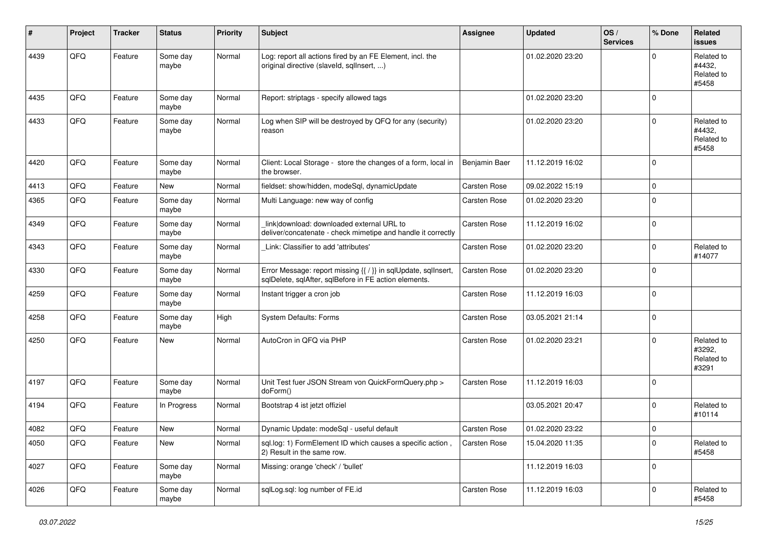| # | Project | Tracker | Status | Priority | Subject | Assignee | Updated | OS / Services | % Done | Related issues |
|---|---|---|---|---|---|---|---|---|---|---|
| 4439 | QFQ | Feature | Some day maybe | Normal | Log: report all actions fired by an FE Element, incl. the original directive (slaveId, sqlInsert, ...) | | 01.02.2020 23:20 | | 0 | Related to #4432, Related to #5458 |
| 4435 | QFQ | Feature | Some day maybe | Normal | Report: striptags - specify allowed tags | | 01.02.2020 23:20 | | 0 | |
| 4433 | QFQ | Feature | Some day maybe | Normal | Log when SIP will be destroyed by QFQ for any (security) reason | | 01.02.2020 23:20 | | 0 | Related to #4432, Related to #5458 |
| 4420 | QFQ | Feature | Some day maybe | Normal | Client: Local Storage - store the changes of a form, local in the browser. | Benjamin Baer | 11.12.2019 16:02 | | 0 | |
| 4413 | QFQ | Feature | New | Normal | fieldset: show/hidden, modeSql, dynamicUpdate | Carsten Rose | 09.02.2022 15:19 | | 0 | |
| 4365 | QFQ | Feature | Some day maybe | Normal | Multi Language: new way of config | Carsten Rose | 01.02.2020 23:20 | | 0 | |
| 4349 | QFQ | Feature | Some day maybe | Normal | _link\|download: downloaded external URL to deliver/concatenate - check mimetipe and handle it correctly | Carsten Rose | 11.12.2019 16:02 | | 0 | |
| 4343 | QFQ | Feature | Some day maybe | Normal | _Link: Classifier to add 'attributes' | Carsten Rose | 01.02.2020 23:20 | | 0 | Related to #14077 |
| 4330 | QFQ | Feature | Some day maybe | Normal | Error Message: report missing {{ / }} in sqlUpdate, sqlInsert, sqlDelete, sqlAfter, sqlBefore in FE action elements. | Carsten Rose | 01.02.2020 23:20 | | 0 | |
| 4259 | QFQ | Feature | Some day maybe | Normal | Instant trigger a cron job | Carsten Rose | 11.12.2019 16:03 | | 0 | |
| 4258 | QFQ | Feature | Some day maybe | High | System Defaults: Forms | Carsten Rose | 03.05.2021 21:14 | | 0 | |
| 4250 | QFQ | Feature | New | Normal | AutoCron in QFQ via PHP | Carsten Rose | 01.02.2020 23:21 | | 0 | Related to #3292, Related to #3291 |
| 4197 | QFQ | Feature | Some day maybe | Normal | Unit Test fuer JSON Stream von QuickFormQuery.php > doForm() | Carsten Rose | 11.12.2019 16:03 | | 0 | |
| 4194 | QFQ | Feature | In Progress | Normal | Bootstrap 4 ist jetzt offiziel | | 03.05.2021 20:47 | | 0 | Related to #10114 |
| 4082 | QFQ | Feature | New | Normal | Dynamic Update: modeSql - useful default | Carsten Rose | 01.02.2020 23:22 | | 0 | |
| 4050 | QFQ | Feature | New | Normal | sql.log: 1) FormElement ID which causes a specific action , 2) Result in the same row. | Carsten Rose | 15.04.2020 11:35 | | 0 | Related to #5458 |
| 4027 | QFQ | Feature | Some day maybe | Normal | Missing: orange 'check' / 'bullet' | | 11.12.2019 16:03 | | 0 | |
| 4026 | QFQ | Feature | Some day maybe | Normal | sqlLog.sql: log number of FE.id | Carsten Rose | 11.12.2019 16:03 | | 0 | Related to #5458 |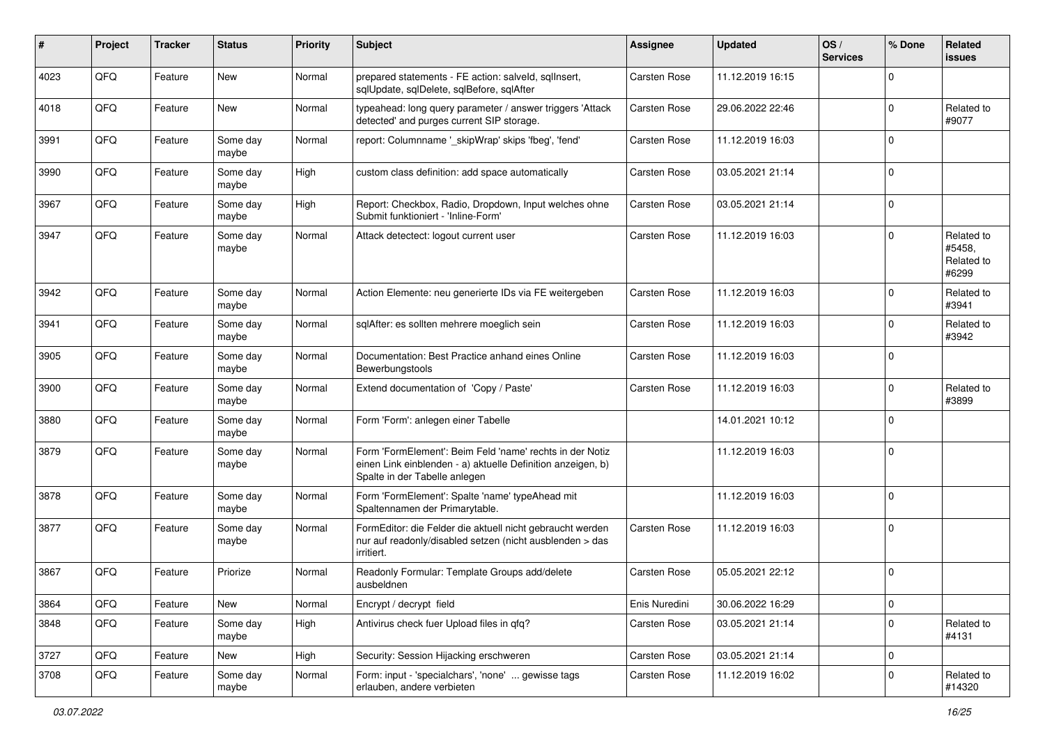| # | Project | Tracker | Status | Priority | Subject | Assignee | Updated | OS / Services | % Done | Related issues |
|---|---|---|---|---|---|---|---|---|---|---|
| 4023 | QFQ | Feature | New | Normal | prepared statements - FE action: salveld, sqlInsert, sqlUpdate, sqlDelete, sqlBefore, sqlAfter | Carsten Rose | 11.12.2019 16:15 | | 0 | |
| 4018 | QFQ | Feature | New | Normal | typeahead: long query parameter / answer triggers 'Attack detected' and purges current SIP storage. | Carsten Rose | 29.06.2022 22:46 | | 0 | Related to #9077 |
| 3991 | QFQ | Feature | Some day maybe | Normal | report: Columnname '_skipWrap' skips 'fbeg', 'fend' | Carsten Rose | 11.12.2019 16:03 | | 0 | |
| 3990 | QFQ | Feature | Some day maybe | High | custom class definition: add space automatically | Carsten Rose | 03.05.2021 21:14 | | 0 | |
| 3967 | QFQ | Feature | Some day maybe | High | Report: Checkbox, Radio, Dropdown, Input welches ohne Submit funktioniert - 'Inline-Form' | Carsten Rose | 03.05.2021 21:14 | | 0 | |
| 3947 | QFQ | Feature | Some day maybe | Normal | Attack detectect: logout current user | Carsten Rose | 11.12.2019 16:03 | | 0 | Related to #5458, Related to #6299 |
| 3942 | QFQ | Feature | Some day maybe | Normal | Action Elemente: neu generierte IDs via FE weitergeben | Carsten Rose | 11.12.2019 16:03 | | 0 | Related to #3941 |
| 3941 | QFQ | Feature | Some day maybe | Normal | sqlAfter: es sollten mehrere moeglich sein | Carsten Rose | 11.12.2019 16:03 | | 0 | Related to #3942 |
| 3905 | QFQ | Feature | Some day maybe | Normal | Documentation: Best Practice anhand eines Online Bewerbungstools | Carsten Rose | 11.12.2019 16:03 | | 0 | |
| 3900 | QFQ | Feature | Some day maybe | Normal | Extend documentation of 'Copy / Paste' | Carsten Rose | 11.12.2019 16:03 | | 0 | Related to #3899 |
| 3880 | QFQ | Feature | Some day maybe | Normal | Form 'Form': anlegen einer Tabelle | | 14.01.2021 10:12 | | 0 | |
| 3879 | QFQ | Feature | Some day maybe | Normal | Form 'FormElement': Beim Feld 'name' rechts in der Notiz einen Link einblenden - a) aktuelle Definition anzeigen, b) Spalte in der Tabelle anlegen | | 11.12.2019 16:03 | | 0 | |
| 3878 | QFQ | Feature | Some day maybe | Normal | Form 'FormElement': Spalte 'name' typeAhead mit Spaltennamen der Primarytable. | | 11.12.2019 16:03 | | 0 | |
| 3877 | QFQ | Feature | Some day maybe | Normal | FormEditor: die Felder die aktuell nicht gebraucht werden nur auf readonly/disabled setzen (nicht ausblenden > das irritiert. | Carsten Rose | 11.12.2019 16:03 | | 0 | |
| 3867 | QFQ | Feature | Priorize | Normal | Readonly Formular: Template Groups add/delete ausbeldnen | Carsten Rose | 05.05.2021 22:12 | | 0 | |
| 3864 | QFQ | Feature | New | Normal | Encrypt / decrypt field | Enis Nuredini | 30.06.2022 16:29 | | 0 | |
| 3848 | QFQ | Feature | Some day maybe | High | Antivirus check fuer Upload files in qfq? | Carsten Rose | 03.05.2021 21:14 | | 0 | Related to #4131 |
| 3727 | QFQ | Feature | New | High | Security: Session Hijacking erschweren | Carsten Rose | 03.05.2021 21:14 | | 0 | |
| 3708 | QFQ | Feature | Some day maybe | Normal | Form: input - 'specialchars', 'none' ... gewisse tags erlauben, andere verbieten | Carsten Rose | 11.12.2019 16:02 | | 0 | Related to #14320 |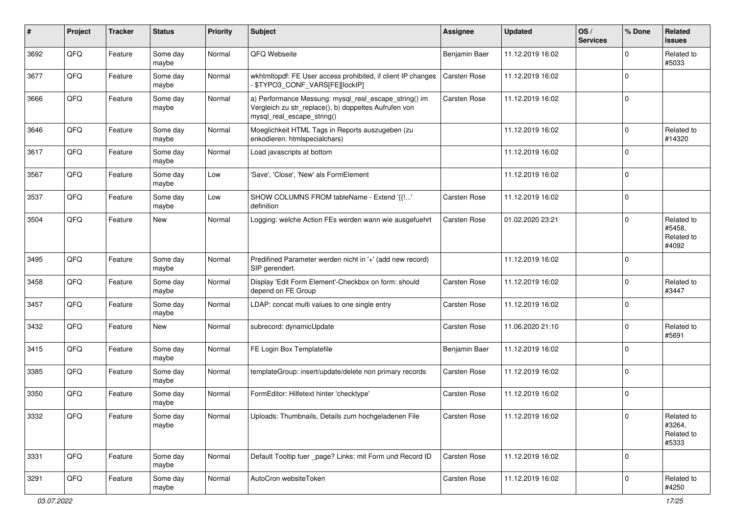| # | Project | Tracker | Status | Priority | Subject | Assignee | Updated | OS / Services | % Done | Related issues |
|---|---|---|---|---|---|---|---|---|---|---|
| 3692 | QFQ | Feature | Some day maybe | Normal | QFQ Webseite | Benjamin Baer | 11.12.2019 16:02 | | 0 | Related to #5033 |
| 3677 | QFQ | Feature | Some day maybe | Normal | wkhtmltopdf: FE User access prohibited, if client IP changes - $TYPO3_CONF_VARS[FE][lockIP] | Carsten Rose | 11.12.2019 16:02 | | 0 | |
| 3666 | QFQ | Feature | Some day maybe | Normal | a) Performance Messung: mysql_real_escape_string() im Vergleich zu str_replace(), b) doppeltes Aufrufen von mysql_real_escape_string() | Carsten Rose | 11.12.2019 16:02 | | 0 | |
| 3646 | QFQ | Feature | Some day maybe | Normal | Moeglichkeit HTML Tags in Reports auszugeben (zu enkodieren: htmlspecialchars) | | 11.12.2019 16:02 | | 0 | Related to #14320 |
| 3617 | QFQ | Feature | Some day maybe | Normal | Load javascripts at bottom | | 11.12.2019 16:02 | | 0 | |
| 3567 | QFQ | Feature | Some day maybe | Low | 'Save', 'Close', 'New' als FormElement | | 11.12.2019 16:02 | | 0 | |
| 3537 | QFQ | Feature | Some day maybe | Low | SHOW COLUMNS FROM tableName - Extend '{{!...' definition | Carsten Rose | 11.12.2019 16:02 | | 0 | |
| 3504 | QFQ | Feature | New | Normal | Logging: welche Action FEs werden wann wie ausgefuehrt | Carsten Rose | 01.02.2020 23:21 | | 0 | Related to #5458, Related to #4092 |
| 3495 | QFQ | Feature | Some day maybe | Normal | Predifined Parameter werden nicht in '+' (add new record) SIP gerendert. | | 11.12.2019 16:02 | | 0 | |
| 3458 | QFQ | Feature | Some day maybe | Normal | Display 'Edit Form Element'-Checkbox on form: should depend on FE Group | Carsten Rose | 11.12.2019 16:02 | | 0 | Related to #3447 |
| 3457 | QFQ | Feature | Some day maybe | Normal | LDAP: concat multi values to one single entry | Carsten Rose | 11.12.2019 16:02 | | 0 | |
| 3432 | QFQ | Feature | New | Normal | subrecord: dynamicUpdate | Carsten Rose | 11.06.2020 21:10 | | 0 | Related to #5691 |
| 3415 | QFQ | Feature | Some day maybe | Normal | FE Login Box Templatefile | Benjamin Baer | 11.12.2019 16:02 | | 0 | |
| 3385 | QFQ | Feature | Some day maybe | Normal | templateGroup: insert/update/delete non primary records | Carsten Rose | 11.12.2019 16:02 | | 0 | |
| 3350 | QFQ | Feature | Some day maybe | Normal | FormEditor: Hilfetext hinter 'checktype' | Carsten Rose | 11.12.2019 16:02 | | 0 | |
| 3332 | QFQ | Feature | Some day maybe | Normal | Uploads: Thumbnails, Details zum hochgeladenen File | Carsten Rose | 11.12.2019 16:02 | | 0 | Related to #3264, Related to #5333 |
| 3331 | QFQ | Feature | Some day maybe | Normal | Default Tooltip fuer _page? Links: mit Form und Record ID | Carsten Rose | 11.12.2019 16:02 | | 0 | |
| 3291 | QFQ | Feature | Some day maybe | Normal | AutoCron websiteToken | Carsten Rose | 11.12.2019 16:02 | | 0 | Related to #4250 |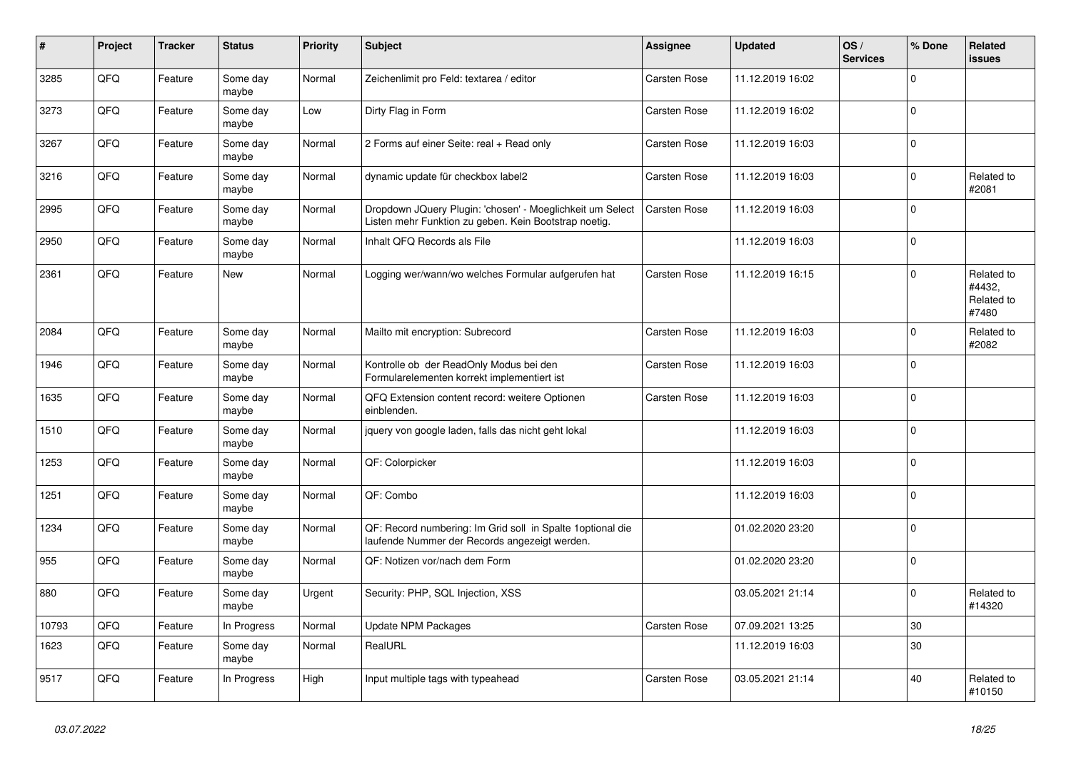| # | Project | Tracker | Status | Priority | Subject | Assignee | Updated | OS / Services | % Done | Related issues |
|---|---|---|---|---|---|---|---|---|---|---|
| 3285 | QFQ | Feature | Some day maybe | Normal | Zeichenlimit pro Feld: textarea / editor | Carsten Rose | 11.12.2019 16:02 | | 0 | |
| 3273 | QFQ | Feature | Some day maybe | Low | Dirty Flag in Form | Carsten Rose | 11.12.2019 16:02 | | 0 | |
| 3267 | QFQ | Feature | Some day maybe | Normal | 2 Forms auf einer Seite: real + Read only | Carsten Rose | 11.12.2019 16:03 | | 0 | |
| 3216 | QFQ | Feature | Some day maybe | Normal | dynamic update für checkbox label2 | Carsten Rose | 11.12.2019 16:03 | | 0 | Related to #2081 |
| 2995 | QFQ | Feature | Some day maybe | Normal | Dropdown JQuery Plugin: 'chosen' - Moeglichkeit um Select Listen mehr Funktion zu geben. Kein Bootstrap noetig. | Carsten Rose | 11.12.2019 16:03 | | 0 | |
| 2950 | QFQ | Feature | Some day maybe | Normal | Inhalt QFQ Records als File | | 11.12.2019 16:03 | | 0 | |
| 2361 | QFQ | Feature | New | Normal | Logging wer/wann/wo welches Formular aufgerufen hat | Carsten Rose | 11.12.2019 16:15 | | 0 | Related to #4432, Related to #7480 |
| 2084 | QFQ | Feature | Some day maybe | Normal | Mailto mit encryption: Subrecord | Carsten Rose | 11.12.2019 16:03 | | 0 | Related to #2082 |
| 1946 | QFQ | Feature | Some day maybe | Normal | Kontrolle ob der ReadOnly Modus bei den Formularelementen korrekt implementiert ist | Carsten Rose | 11.12.2019 16:03 | | 0 | |
| 1635 | QFQ | Feature | Some day maybe | Normal | QFQ Extension content record: weitere Optionen einblenden. | Carsten Rose | 11.12.2019 16:03 | | 0 | |
| 1510 | QFQ | Feature | Some day maybe | Normal | jquery von google laden, falls das nicht geht lokal | | 11.12.2019 16:03 | | 0 | |
| 1253 | QFQ | Feature | Some day maybe | Normal | QF: Colorpicker | | 11.12.2019 16:03 | | 0 | |
| 1251 | QFQ | Feature | Some day maybe | Normal | QF: Combo | | 11.12.2019 16:03 | | 0 | |
| 1234 | QFQ | Feature | Some day maybe | Normal | QF: Record numbering: Im Grid soll in Spalte 1optional die laufende Nummer der Records angezeigt werden. | | 01.02.2020 23:20 | | 0 | |
| 955 | QFQ | Feature | Some day maybe | Normal | QF: Notizen vor/nach dem Form | | 01.02.2020 23:20 | | 0 | |
| 880 | QFQ | Feature | Some day maybe | Urgent | Security: PHP, SQL Injection, XSS | | 03.05.2021 21:14 | | 0 | Related to #14320 |
| 10793 | QFQ | Feature | In Progress | Normal | Update NPM Packages | Carsten Rose | 07.09.2021 13:25 | | 30 | |
| 1623 | QFQ | Feature | Some day maybe | Normal | RealURL | | 11.12.2019 16:03 | | 30 | |
| 9517 | QFQ | Feature | In Progress | High | Input multiple tags with typeahead | Carsten Rose | 03.05.2021 21:14 | | 40 | Related to #10150 |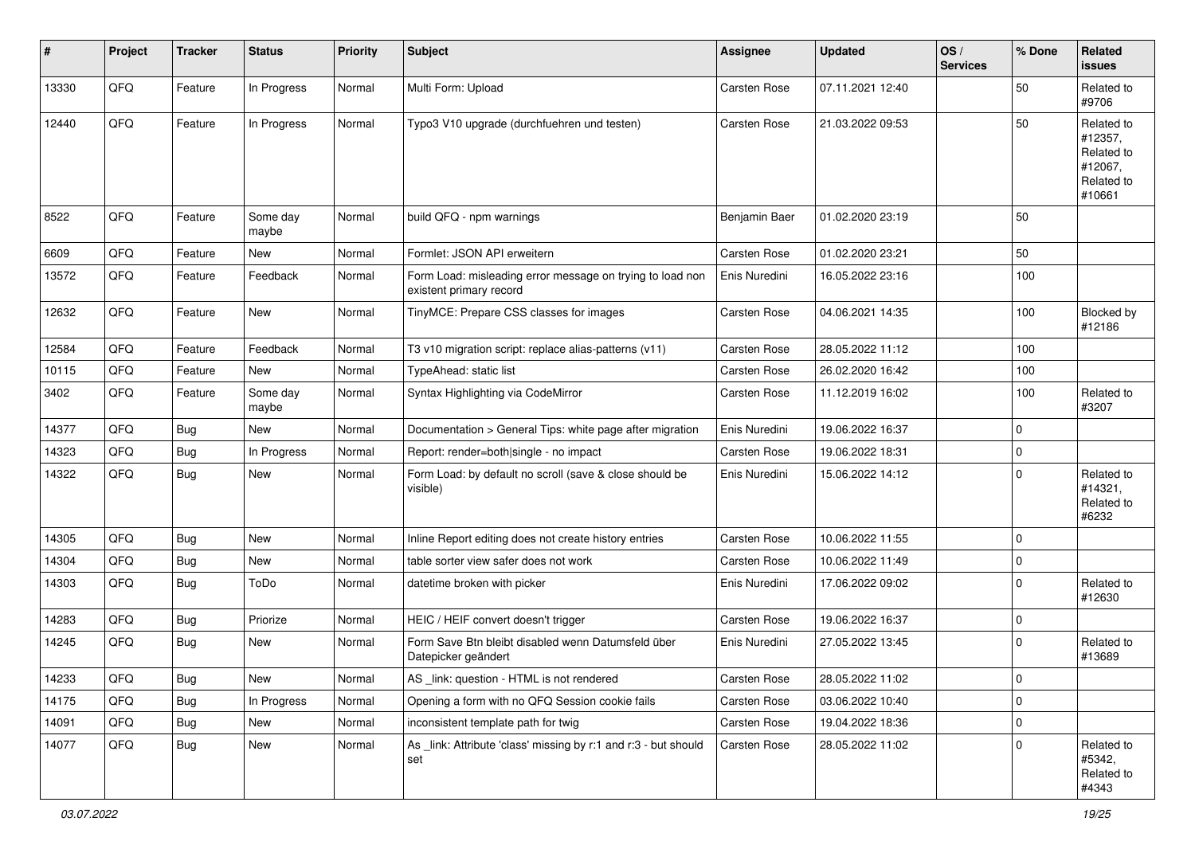| # | Project | Tracker | Status | Priority | Subject | Assignee | Updated | OS / Services | % Done | Related issues |
|---|---|---|---|---|---|---|---|---|---|---|
| 13330 | QFQ | Feature | In Progress | Normal | Multi Form: Upload | Carsten Rose | 07.11.2021 12:40 | | 50 | Related to #9706 |
| 12440 | QFQ | Feature | In Progress | Normal | Typo3 V10 upgrade (durchfuehren und testen) | Carsten Rose | 21.03.2022 09:53 | | 50 | Related to #12357, Related to #12067, Related to #10661 |
| 8522 | QFQ | Feature | Some day maybe | Normal | build QFQ - npm warnings | Benjamin Baer | 01.02.2020 23:19 | | 50 | |
| 6609 | QFQ | Feature | New | Normal | Formlet: JSON API erweitern | Carsten Rose | 01.02.2020 23:21 | | 50 | |
| 13572 | QFQ | Feature | Feedback | Normal | Form Load: misleading error message on trying to load non existent primary record | Enis Nuredini | 16.05.2022 23:16 | | 100 | |
| 12632 | QFQ | Feature | New | Normal | TinyMCE: Prepare CSS classes for images | Carsten Rose | 04.06.2021 14:35 | | 100 | Blocked by #12186 |
| 12584 | QFQ | Feature | Feedback | Normal | T3 v10 migration script: replace alias-patterns (v11) | Carsten Rose | 28.05.2022 11:12 | | 100 | |
| 10115 | QFQ | Feature | New | Normal | TypeAhead: static list | Carsten Rose | 26.02.2020 16:42 | | 100 | |
| 3402 | QFQ | Feature | Some day maybe | Normal | Syntax Highlighting via CodeMirror | Carsten Rose | 11.12.2019 16:02 | | 100 | Related to #3207 |
| 14377 | QFQ | Bug | New | Normal | Documentation > General Tips: white page after migration | Enis Nuredini | 19.06.2022 16:37 | | 0 | |
| 14323 | QFQ | Bug | In Progress | Normal | Report: render=both\|single - no impact | Carsten Rose | 19.06.2022 18:31 | | 0 | |
| 14322 | QFQ | Bug | New | Normal | Form Load: by default no scroll (save & close should be visible) | Enis Nuredini | 15.06.2022 14:12 | | 0 | Related to #14321, Related to #6232 |
| 14305 | QFQ | Bug | New | Normal | Inline Report editing does not create history entries | Carsten Rose | 10.06.2022 11:55 | | 0 | |
| 14304 | QFQ | Bug | New | Normal | table sorter view safer does not work | Carsten Rose | 10.06.2022 11:49 | | 0 | |
| 14303 | QFQ | Bug | ToDo | Normal | datetime broken with picker | Enis Nuredini | 17.06.2022 09:02 | | 0 | Related to #12630 |
| 14283 | QFQ | Bug | Priorize | Normal | HEIC / HEIF convert doesn't trigger | Carsten Rose | 19.06.2022 16:37 | | 0 | |
| 14245 | QFQ | Bug | New | Normal | Form Save Btn bleibt disabled wenn Datumsfeld über Datepicker geändert | Enis Nuredini | 27.05.2022 13:45 | | 0 | Related to #13689 |
| 14233 | QFQ | Bug | New | Normal | AS _link: question - HTML is not rendered | Carsten Rose | 28.05.2022 11:02 | | 0 | |
| 14175 | QFQ | Bug | In Progress | Normal | Opening a form with no QFQ Session cookie fails | Carsten Rose | 03.06.2022 10:40 | | 0 | |
| 14091 | QFQ | Bug | New | Normal | inconsistent template path for twig | Carsten Rose | 19.04.2022 18:36 | | 0 | |
| 14077 | QFQ | Bug | New | Normal | As _link: Attribute 'class' missing by r:1 and r:3 - but should set | Carsten Rose | 28.05.2022 11:02 | | 0 | Related to #5342, Related to #4343 |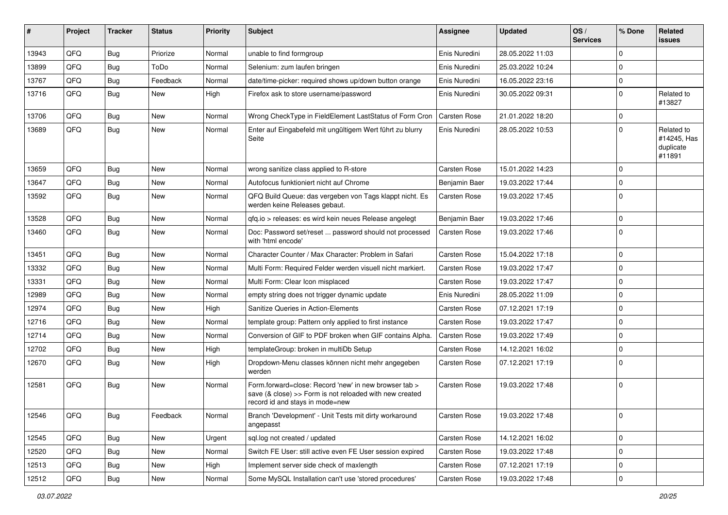| # | Project | Tracker | Status | Priority | Subject | Assignee | Updated | OS / Services | % Done | Related issues |
|---|---|---|---|---|---|---|---|---|---|---|
| 13943 | QFQ | Bug | Priorize | Normal | unable to find formgroup | Enis Nuredini | 28.05.2022 11:03 | | 0 | |
| 13899 | QFQ | Bug | ToDo | Normal | Selenium: zum laufen bringen | Enis Nuredini | 25.03.2022 10:24 | | 0 | |
| 13767 | QFQ | Bug | Feedback | Normal | date/time-picker: required shows up/down button orange | Enis Nuredini | 16.05.2022 23:16 | | 0 | |
| 13716 | QFQ | Bug | New | High | Firefox ask to store username/password | Enis Nuredini | 30.05.2022 09:31 | | 0 | Related to #13827 |
| 13706 | QFQ | Bug | New | Normal | Wrong CheckType in FieldElement LastStatus of Form Cron | Carsten Rose | 21.01.2022 18:20 | | 0 | |
| 13689 | QFQ | Bug | New | Normal | Enter auf Eingabefeld mit ungültigem Wert führt zu blurry Seite | Enis Nuredini | 28.05.2022 10:53 | | 0 | Related to #14245, Has duplicate #11891 |
| 13659 | QFQ | Bug | New | Normal | wrong sanitize class applied to R-store | Carsten Rose | 15.01.2022 14:23 | | 0 | |
| 13647 | QFQ | Bug | New | Normal | Autofocus funktioniert nicht auf Chrome | Benjamin Baer | 19.03.2022 17:44 | | 0 | |
| 13592 | QFQ | Bug | New | Normal | QFQ Build Queue: das vergeben von Tags klappt nicht. Es werden keine Releases gebaut. | Carsten Rose | 19.03.2022 17:45 | | 0 | |
| 13528 | QFQ | Bug | New | Normal | qfq.io > releases: es wird kein neues Release angelegt | Benjamin Baer | 19.03.2022 17:46 | | 0 | |
| 13460 | QFQ | Bug | New | Normal | Doc: Password set/reset ... password should not processed with 'html encode' | Carsten Rose | 19.03.2022 17:46 | | 0 | |
| 13451 | QFQ | Bug | New | Normal | Character Counter / Max Character: Problem in Safari | Carsten Rose | 15.04.2022 17:18 | | 0 | |
| 13332 | QFQ | Bug | New | Normal | Multi Form: Required Felder werden visuell nicht markiert. | Carsten Rose | 19.03.2022 17:47 | | 0 | |
| 13331 | QFQ | Bug | New | Normal | Multi Form: Clear Icon misplaced | Carsten Rose | 19.03.2022 17:47 | | 0 | |
| 12989 | QFQ | Bug | New | Normal | empty string does not trigger dynamic update | Enis Nuredini | 28.05.2022 11:09 | | 0 | |
| 12974 | QFQ | Bug | New | High | Sanitize Queries in Action-Elements | Carsten Rose | 07.12.2021 17:19 | | 0 | |
| 12716 | QFQ | Bug | New | Normal | template group: Pattern only applied to first instance | Carsten Rose | 19.03.2022 17:47 | | 0 | |
| 12714 | QFQ | Bug | New | Normal | Conversion of GIF to PDF broken when GIF contains Alpha. | Carsten Rose | 19.03.2022 17:49 | | 0 | |
| 12702 | QFQ | Bug | New | High | templateGroup: broken in multiDb Setup | Carsten Rose | 14.12.2021 16:02 | | 0 | |
| 12670 | QFQ | Bug | New | High | Dropdown-Menu classes können nicht mehr angegeben werden | Carsten Rose | 07.12.2021 17:19 | | 0 | |
| 12581 | QFQ | Bug | New | Normal | Form.forward=close: Record 'new' in new browser tab > save (& close) >> Form is not reloaded with new created record id and stays in mode=new | Carsten Rose | 19.03.2022 17:48 | | 0 | |
| 12546 | QFQ | Bug | Feedback | Normal | Branch 'Development' - Unit Tests mit dirty workaround angepasst | Carsten Rose | 19.03.2022 17:48 | | 0 | |
| 12545 | QFQ | Bug | New | Urgent | sql.log not created / updated | Carsten Rose | 14.12.2021 16:02 | | 0 | |
| 12520 | QFQ | Bug | New | Normal | Switch FE User: still active even FE User session expired | Carsten Rose | 19.03.2022 17:48 | | 0 | |
| 12513 | QFQ | Bug | New | High | Implement server side check of maxlength | Carsten Rose | 07.12.2021 17:19 | | 0 | |
| 12512 | QFQ | Bug | New | Normal | Some MySQL Installation can't use 'stored procedures' | Carsten Rose | 19.03.2022 17:48 | | 0 | |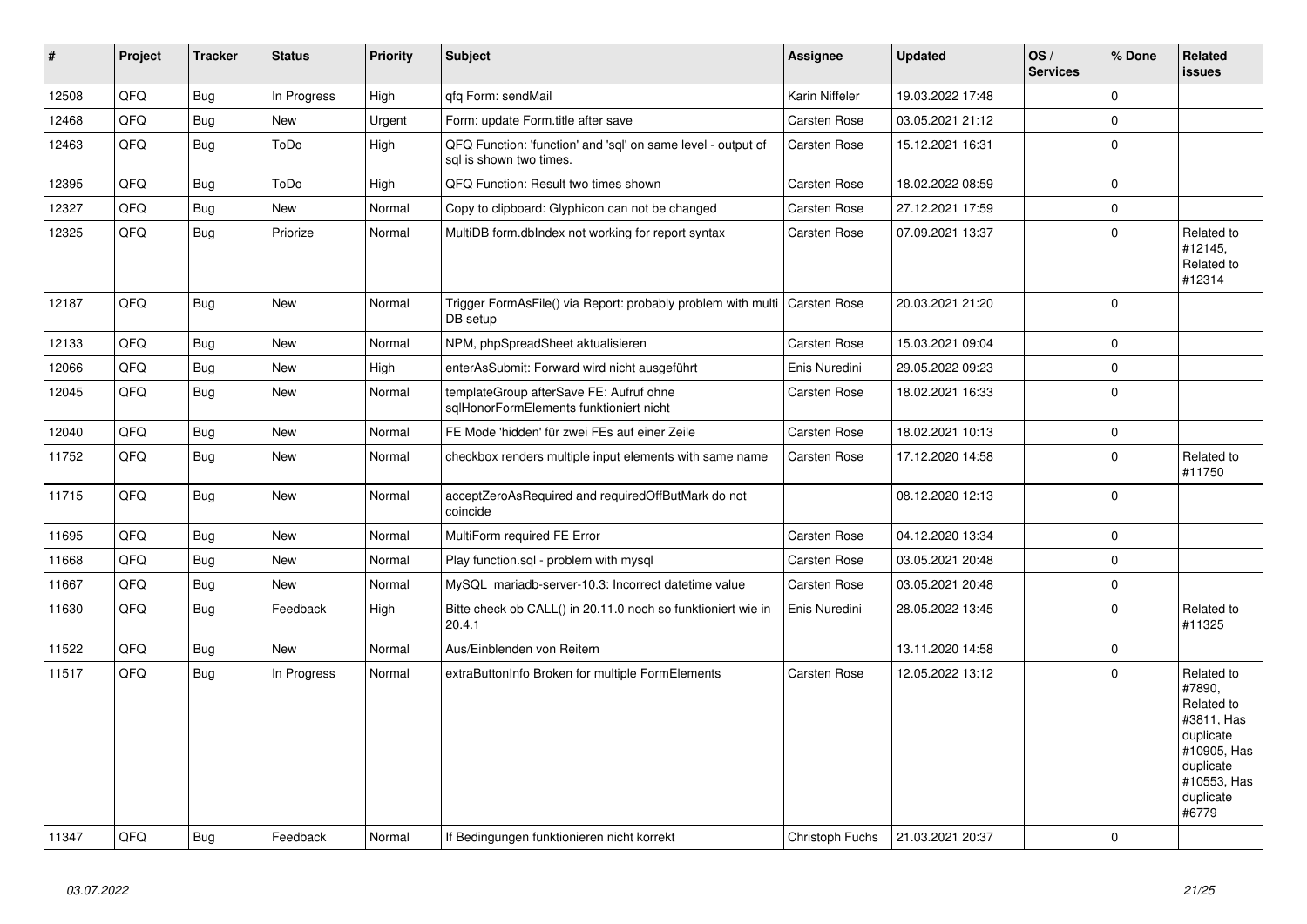| # | Project | Tracker | Status | Priority | Subject | Assignee | Updated | OS / Services | % Done | Related issues |
|---|---|---|---|---|---|---|---|---|---|---|
| 12508 | QFQ | Bug | In Progress | High | qfq Form: sendMail | Karin Niffeler | 19.03.2022 17:48 | | 0 | |
| 12468 | QFQ | Bug | New | Urgent | Form: update Form.title after save | Carsten Rose | 03.05.2021 21:12 | | 0 | |
| 12463 | QFQ | Bug | ToDo | High | QFQ Function: 'function' and 'sql' on same level - output of sql is shown two times. | Carsten Rose | 15.12.2021 16:31 | | 0 | |
| 12395 | QFQ | Bug | ToDo | High | QFQ Function: Result two times shown | Carsten Rose | 18.02.2022 08:59 | | 0 | |
| 12327 | QFQ | Bug | New | Normal | Copy to clipboard: Glyphicon can not be changed | Carsten Rose | 27.12.2021 17:59 | | 0 | |
| 12325 | QFQ | Bug | Priorize | Normal | MultiDB form.dbIndex not working for report syntax | Carsten Rose | 07.09.2021 13:37 | | 0 | Related to #12145, Related to #12314 |
| 12187 | QFQ | Bug | New | Normal | Trigger FormAsFile() via Report: probably problem with multi DB setup | Carsten Rose | 20.03.2021 21:20 | | 0 | |
| 12133 | QFQ | Bug | New | Normal | NPM, phpSpreadSheet aktualisieren | Carsten Rose | 15.03.2021 09:04 | | 0 | |
| 12066 | QFQ | Bug | New | High | enterAsSubmit: Forward wird nicht ausgeführt | Enis Nuredini | 29.05.2022 09:23 | | 0 | |
| 12045 | QFQ | Bug | New | Normal | templateGroup afterSave FE: Aufruf ohne sqlHonorFormElements funktioniert nicht | Carsten Rose | 18.02.2021 16:33 | | 0 | |
| 12040 | QFQ | Bug | New | Normal | FE Mode 'hidden' für zwei FEs auf einer Zeile | Carsten Rose | 18.02.2021 10:13 | | 0 | |
| 11752 | QFQ | Bug | New | Normal | checkbox renders multiple input elements with same name | Carsten Rose | 17.12.2020 14:58 | | 0 | Related to #11750 |
| 11715 | QFQ | Bug | New | Normal | acceptZeroAsRequired and requiredOffButMark do not coincide | | 08.12.2020 12:13 | | 0 | |
| 11695 | QFQ | Bug | New | Normal | MultiForm required FE Error | Carsten Rose | 04.12.2020 13:34 | | 0 | |
| 11668 | QFQ | Bug | New | Normal | Play function.sql - problem with mysql | Carsten Rose | 03.05.2021 20:48 | | 0 | |
| 11667 | QFQ | Bug | New | Normal | MySQL mariadb-server-10.3: Incorrect datetime value | Carsten Rose | 03.05.2021 20:48 | | 0 | |
| 11630 | QFQ | Bug | Feedback | High | Bitte check ob CALL() in 20.11.0 noch so funktioniert wie in 20.4.1 | Enis Nuredini | 28.05.2022 13:45 | | 0 | Related to #11325 |
| 11522 | QFQ | Bug | New | Normal | Aus/Einblenden von Reitern | | 13.11.2020 14:58 | | 0 | |
| 11517 | QFQ | Bug | In Progress | Normal | extraButtonInfo Broken for multiple FormElements | Carsten Rose | 12.05.2022 13:12 | | 0 | Related to #7890, Related to #3811, Has duplicate #10905, Has duplicate #10553, Has duplicate #6779 |
| 11347 | QFQ | Bug | Feedback | Normal | If Bedingungen funktionieren nicht korrekt | Christoph Fuchs | 21.03.2021 20:37 | | 0 | |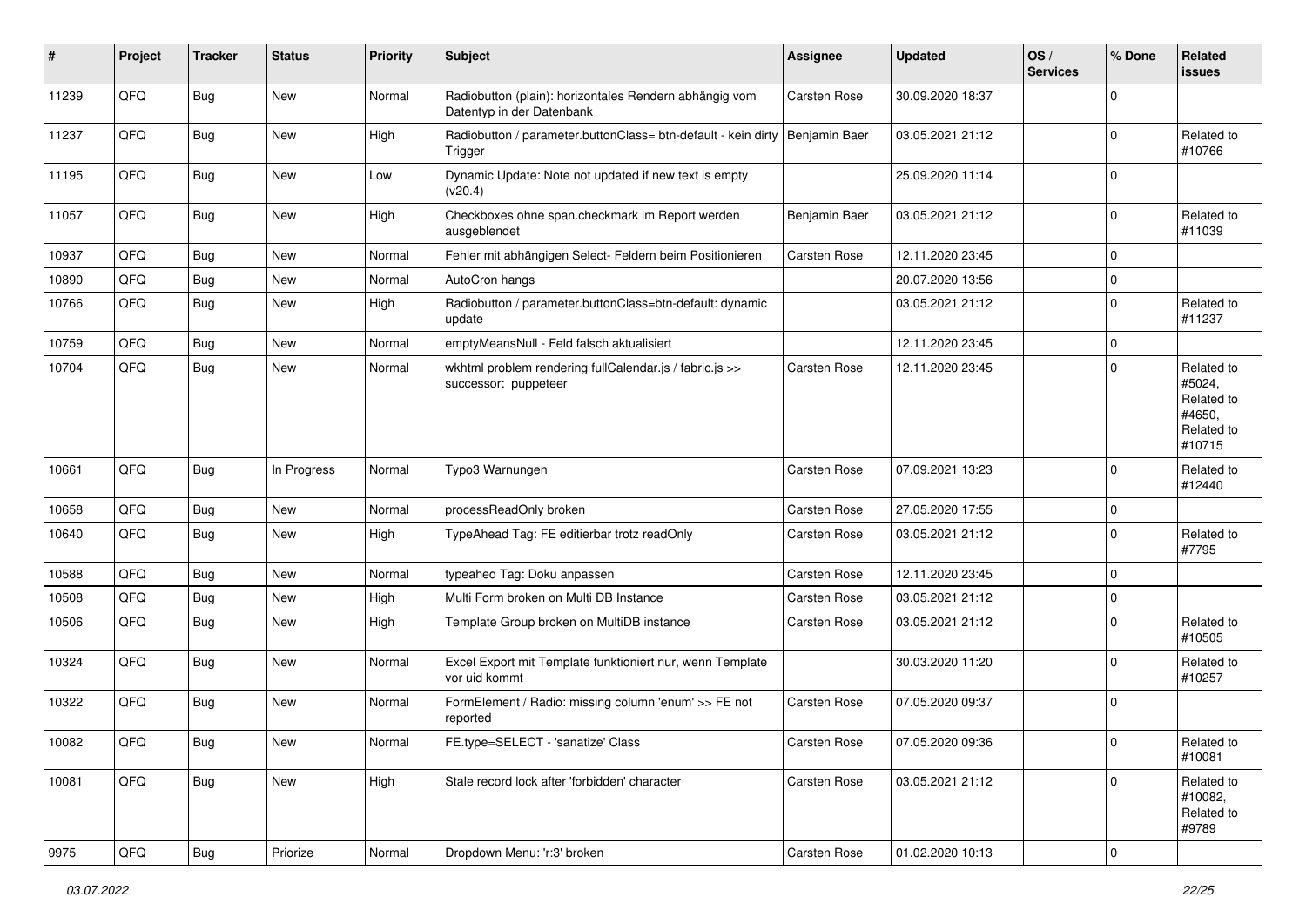| # | Project | Tracker | Status | Priority | Subject | Assignee | Updated | OS / Services | % Done | Related issues |
|---|---|---|---|---|---|---|---|---|---|---|
| 11239 | QFQ | Bug | New | Normal | Radiobutton (plain): horizontales Rendern abhängig vom Datentyp in der Datenbank | Carsten Rose | 30.09.2020 18:37 | | 0 | |
| 11237 | QFQ | Bug | New | High | Radiobutton / parameter.buttonClass= btn-default - kein dirty Trigger | Benjamin Baer | 03.05.2021 21:12 | | 0 | Related to #10766 |
| 11195 | QFQ | Bug | New | Low | Dynamic Update: Note not updated if new text is empty (v20.4) | | 25.09.2020 11:14 | | 0 | |
| 11057 | QFQ | Bug | New | High | Checkboxes ohne span.checkmark im Report werden ausgeblendet | Benjamin Baer | 03.05.2021 21:12 | | 0 | Related to #11039 |
| 10937 | QFQ | Bug | New | Normal | Fehler mit abhängigen Select- Feldern beim Positionieren | Carsten Rose | 12.11.2020 23:45 | | 0 | |
| 10890 | QFQ | Bug | New | Normal | AutoCron hangs | | 20.07.2020 13:56 | | 0 | |
| 10766 | QFQ | Bug | New | High | Radiobutton / parameter.buttonClass=btn-default: dynamic update | | 03.05.2021 21:12 | | 0 | Related to #11237 |
| 10759 | QFQ | Bug | New | Normal | emptyMeansNull - Feld falsch aktualisiert | | 12.11.2020 23:45 | | 0 | |
| 10704 | QFQ | Bug | New | Normal | wkhtml problem rendering fullCalendar.js / fabric.js >> successor: puppeteer | Carsten Rose | 12.11.2020 23:45 | | 0 | Related to #5024, Related to #4650, Related to #10715 |
| 10661 | QFQ | Bug | In Progress | Normal | Typo3 Warnungen | Carsten Rose | 07.09.2021 13:23 | | 0 | Related to #12440 |
| 10658 | QFQ | Bug | New | Normal | processReadOnly broken | Carsten Rose | 27.05.2020 17:55 | | 0 | |
| 10640 | QFQ | Bug | New | High | TypeAhead Tag: FE editierbar trotz readOnly | Carsten Rose | 03.05.2021 21:12 | | 0 | Related to #7795 |
| 10588 | QFQ | Bug | New | Normal | typeahed Tag: Doku anpassen | Carsten Rose | 12.11.2020 23:45 | | 0 | |
| 10508 | QFQ | Bug | New | High | Multi Form broken on Multi DB Instance | Carsten Rose | 03.05.2021 21:12 | | 0 | |
| 10506 | QFQ | Bug | New | High | Template Group broken on MultiDB instance | Carsten Rose | 03.05.2021 21:12 | | 0 | Related to #10505 |
| 10324 | QFQ | Bug | New | Normal | Excel Export mit Template funktioniert nur, wenn Template vor uid kommt | | 30.03.2020 11:20 | | 0 | Related to #10257 |
| 10322 | QFQ | Bug | New | Normal | FormElement / Radio: missing column 'enum' >> FE not reported | Carsten Rose | 07.05.2020 09:37 | | 0 | |
| 10082 | QFQ | Bug | New | Normal | FE.type=SELECT - 'sanatize' Class | Carsten Rose | 07.05.2020 09:36 | | 0 | Related to #10081 |
| 10081 | QFQ | Bug | New | High | Stale record lock after 'forbidden' character | Carsten Rose | 03.05.2021 21:12 | | 0 | Related to #10082, Related to #9789 |
| 9975 | QFQ | Bug | Priorize | Normal | Dropdown Menu: 'r:3' broken | Carsten Rose | 01.02.2020 10:13 | | 0 | |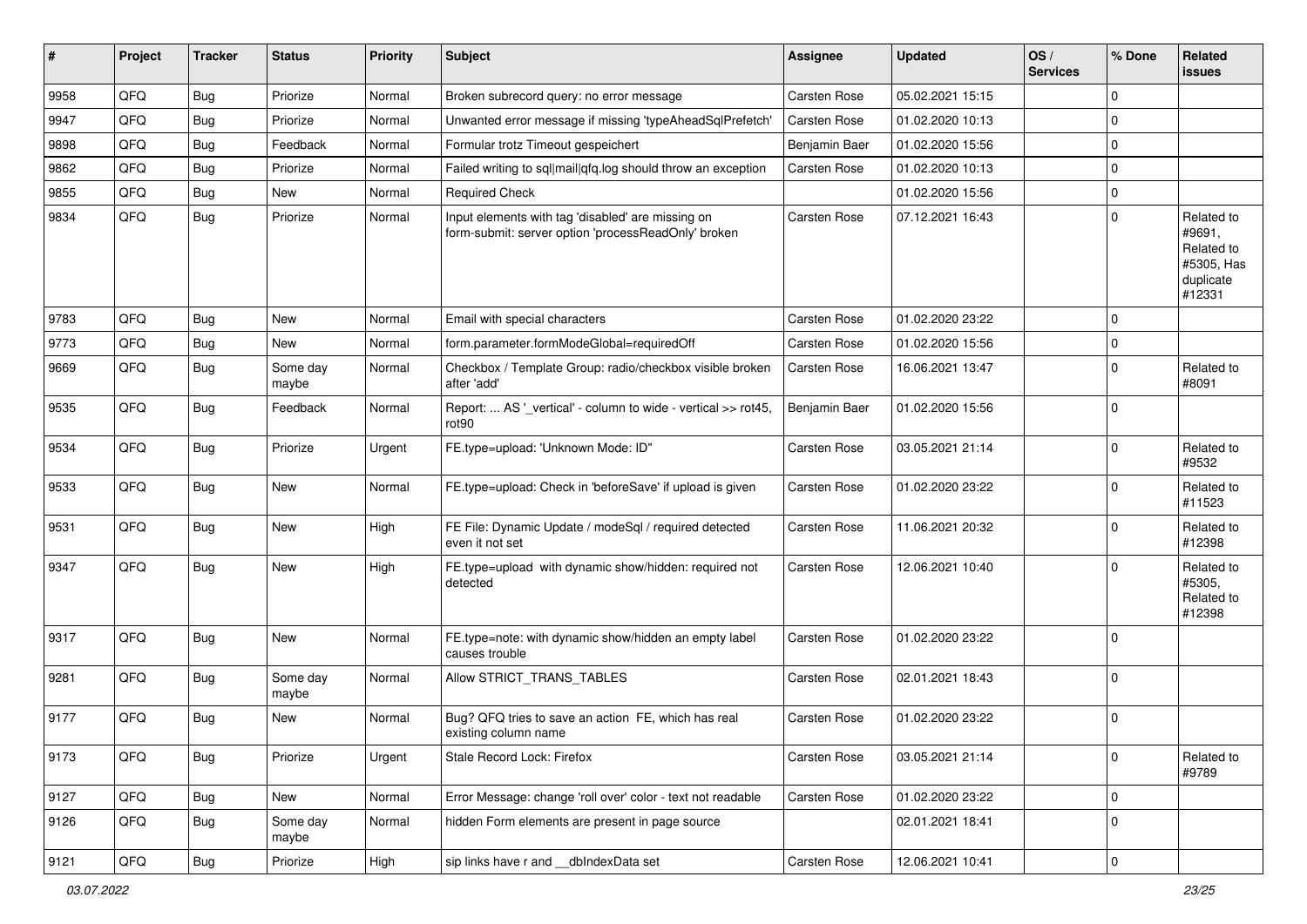| # | Project | Tracker | Status | Priority | Subject | Assignee | Updated | OS / Services | % Done | Related issues |
|---|---|---|---|---|---|---|---|---|---|---|
| 9958 | QFQ | Bug | Priorize | Normal | Broken subrecord query: no error message | Carsten Rose | 05.02.2021 15:15 | | 0 | |
| 9947 | QFQ | Bug | Priorize | Normal | Unwanted error message if missing 'typeAheadSqlPrefetch' | Carsten Rose | 01.02.2020 10:13 | | 0 | |
| 9898 | QFQ | Bug | Feedback | Normal | Formular trotz Timeout gespeichert | Benjamin Baer | 01.02.2020 15:56 | | 0 | |
| 9862 | QFQ | Bug | Priorize | Normal | Failed writing to sql\|mail\|qfq.log should throw an exception | Carsten Rose | 01.02.2020 10:13 | | 0 | |
| 9855 | QFQ | Bug | New | Normal | Required Check | | 01.02.2020 15:56 | | 0 | |
| 9834 | QFQ | Bug | Priorize | Normal | Input elements with tag 'disabled' are missing on form-submit: server option 'processReadOnly' broken | Carsten Rose | 07.12.2021 16:43 | | 0 | Related to #9691, Related to #5305, Has duplicate #12331 |
| 9783 | QFQ | Bug | New | Normal | Email with special characters | Carsten Rose | 01.02.2020 23:22 | | 0 | |
| 9773 | QFQ | Bug | New | Normal | form.parameter.formModeGlobal=requiredOff | Carsten Rose | 01.02.2020 15:56 | | 0 | |
| 9669 | QFQ | Bug | Some day maybe | Normal | Checkbox / Template Group: radio/checkbox visible broken after 'add' | Carsten Rose | 16.06.2021 13:47 | | 0 | Related to #8091 |
| 9535 | QFQ | Bug | Feedback | Normal | Report: ... AS '_vertical' - column to wide - vertical >> rot45, rot90 | Benjamin Baer | 01.02.2020 15:56 | | 0 | |
| 9534 | QFQ | Bug | Priorize | Urgent | FE.type=upload: 'Unknown Mode: ID" | Carsten Rose | 03.05.2021 21:14 | | 0 | Related to #9532 |
| 9533 | QFQ | Bug | New | Normal | FE.type=upload: Check in 'beforeSave' if upload is given | Carsten Rose | 01.02.2020 23:22 | | 0 | Related to #11523 |
| 9531 | QFQ | Bug | New | High | FE File: Dynamic Update / modeSql / required detected even it not set | Carsten Rose | 11.06.2021 20:32 | | 0 | Related to #12398 |
| 9347 | QFQ | Bug | New | High | FE.type=upload with dynamic show/hidden: required not detected | Carsten Rose | 12.06.2021 10:40 | | 0 | Related to #5305, Related to #12398 |
| 9317 | QFQ | Bug | New | Normal | FE.type=note: with dynamic show/hidden an empty label causes trouble | Carsten Rose | 01.02.2020 23:22 | | 0 | |
| 9281 | QFQ | Bug | Some day maybe | Normal | Allow STRICT_TRANS_TABLES | Carsten Rose | 02.01.2021 18:43 | | 0 | |
| 9177 | QFQ | Bug | New | Normal | Bug? QFQ tries to save an action FE, which has real existing column name | Carsten Rose | 01.02.2020 23:22 | | 0 | |
| 9173 | QFQ | Bug | Priorize | Urgent | Stale Record Lock: Firefox | Carsten Rose | 03.05.2021 21:14 | | 0 | Related to #9789 |
| 9127 | QFQ | Bug | New | Normal | Error Message: change 'roll over' color - text not readable | Carsten Rose | 01.02.2020 23:22 | | 0 | |
| 9126 | QFQ | Bug | Some day maybe | Normal | hidden Form elements are present in page source | | 02.01.2021 18:41 | | 0 | |
| 9121 | QFQ | Bug | Priorize | High | sip links have r and __dbIndexData set | Carsten Rose | 12.06.2021 10:41 | | 0 | |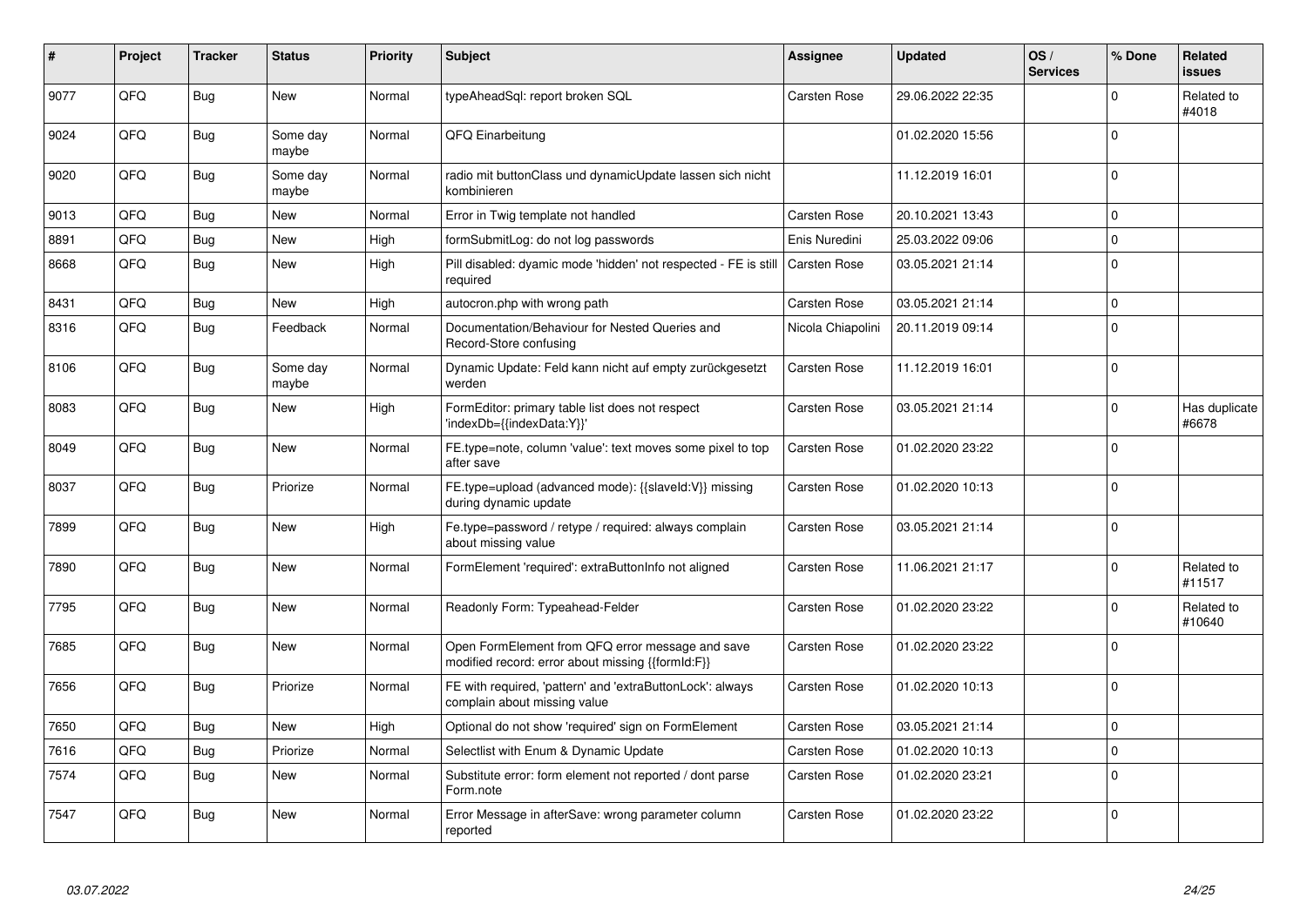| # | Project | Tracker | Status | Priority | Subject | Assignee | Updated | OS / Services | % Done | Related issues |
|---|---|---|---|---|---|---|---|---|---|---|
| 9077 | QFQ | Bug | New | Normal | typeAheadSql: report broken SQL | Carsten Rose | 29.06.2022 22:35 | | 0 | Related to #4018 |
| 9024 | QFQ | Bug | Some day maybe | Normal | QFQ Einarbeitung | | 01.02.2020 15:56 | | 0 | |
| 9020 | QFQ | Bug | Some day maybe | Normal | radio mit buttonClass und dynamicUpdate lassen sich nicht kombinieren | | 11.12.2019 16:01 | | 0 | |
| 9013 | QFQ | Bug | New | Normal | Error in Twig template not handled | Carsten Rose | 20.10.2021 13:43 | | 0 | |
| 8891 | QFQ | Bug | New | High | formSubmitLog: do not log passwords | Enis Nuredini | 25.03.2022 09:06 | | 0 | |
| 8668 | QFQ | Bug | New | High | Pill disabled: dyamic mode 'hidden' not respected - FE is still required | Carsten Rose | 03.05.2021 21:14 | | 0 | |
| 8431 | QFQ | Bug | New | High | autocron.php with wrong path | Carsten Rose | 03.05.2021 21:14 | | 0 | |
| 8316 | QFQ | Bug | Feedback | Normal | Documentation/Behaviour for Nested Queries and Record-Store confusing | Nicola Chiapolini | 20.11.2019 09:14 | | 0 | |
| 8106 | QFQ | Bug | Some day maybe | Normal | Dynamic Update: Feld kann nicht auf empty zurückgesetzt werden | Carsten Rose | 11.12.2019 16:01 | | 0 | |
| 8083 | QFQ | Bug | New | High | FormEditor: primary table list does not respect 'indexDb={{indexData:Y}}' | Carsten Rose | 03.05.2021 21:14 | | 0 | Has duplicate #6678 |
| 8049 | QFQ | Bug | New | Normal | FE.type=note, column 'value': text moves some pixel to top after save | Carsten Rose | 01.02.2020 23:22 | | 0 | |
| 8037 | QFQ | Bug | Priorize | Normal | FE.type=upload (advanced mode): {{slaveId:V}} missing during dynamic update | Carsten Rose | 01.02.2020 10:13 | | 0 | |
| 7899 | QFQ | Bug | New | High | Fe.type=password / retype / required: always complain about missing value | Carsten Rose | 03.05.2021 21:14 | | 0 | |
| 7890 | QFQ | Bug | New | Normal | FormElement 'required': extraButtonInfo not aligned | Carsten Rose | 11.06.2021 21:17 | | 0 | Related to #11517 |
| 7795 | QFQ | Bug | New | Normal | Readonly Form: Typeahead-Felder | Carsten Rose | 01.02.2020 23:22 | | 0 | Related to #10640 |
| 7685 | QFQ | Bug | New | Normal | Open FormElement from QFQ error message and save modified record: error about missing {{formId:F}} | Carsten Rose | 01.02.2020 23:22 | | 0 | |
| 7656 | QFQ | Bug | Priorize | Normal | FE with required, 'pattern' and 'extraButtonLock': always complain about missing value | Carsten Rose | 01.02.2020 10:13 | | 0 | |
| 7650 | QFQ | Bug | New | High | Optional do not show 'required' sign on FormElement | Carsten Rose | 03.05.2021 21:14 | | 0 | |
| 7616 | QFQ | Bug | Priorize | Normal | Selectlist with Enum & Dynamic Update | Carsten Rose | 01.02.2020 10:13 | | 0 | |
| 7574 | QFQ | Bug | New | Normal | Substitute error: form element not reported / dont parse Form.note | Carsten Rose | 01.02.2020 23:21 | | 0 | |
| 7547 | QFQ | Bug | New | Normal | Error Message in afterSave: wrong parameter column reported | Carsten Rose | 01.02.2020 23:22 | | 0 | |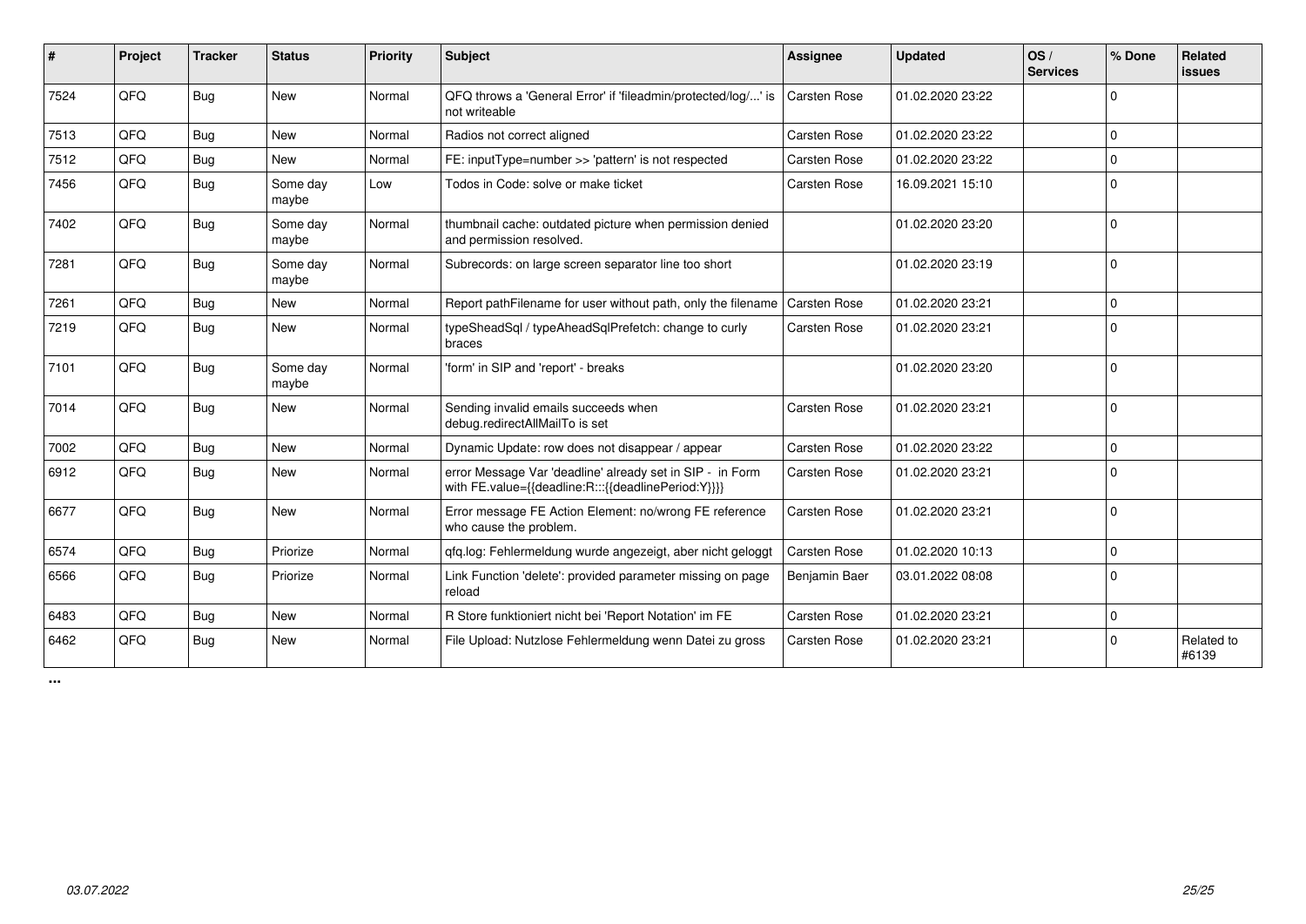| # | Project | Tracker | Status | Priority | Subject | Assignee | Updated | OS / Services | % Done | Related issues |
|---|---|---|---|---|---|---|---|---|---|---|
| 7524 | QFQ | Bug | New | Normal | QFQ throws a 'General Error' if 'fileadmin/protected/log/...' is not writeable | Carsten Rose | 01.02.2020 23:22 | | 0 | |
| 7513 | QFQ | Bug | New | Normal | Radios not correct aligned | Carsten Rose | 01.02.2020 23:22 | | 0 | |
| 7512 | QFQ | Bug | New | Normal | FE: inputType=number >> 'pattern' is not respected | Carsten Rose | 01.02.2020 23:22 | | 0 | |
| 7456 | QFQ | Bug | Some day maybe | Low | Todos in Code: solve or make ticket | Carsten Rose | 16.09.2021 15:10 | | 0 | |
| 7402 | QFQ | Bug | Some day maybe | Normal | thumbnail cache: outdated picture when permission denied and permission resolved. | | 01.02.2020 23:20 | | 0 | |
| 7281 | QFQ | Bug | Some day maybe | Normal | Subrecords: on large screen separator line too short | | 01.02.2020 23:19 | | 0 | |
| 7261 | QFQ | Bug | New | Normal | Report pathFilename for user without path, only the filename | Carsten Rose | 01.02.2020 23:21 | | 0 | |
| 7219 | QFQ | Bug | New | Normal | typeSheadSql / typeAheadSqlPrefetch: change to curly braces | Carsten Rose | 01.02.2020 23:21 | | 0 | |
| 7101 | QFQ | Bug | Some day maybe | Normal | 'form' in SIP and 'report' - breaks | | 01.02.2020 23:20 | | 0 | |
| 7014 | QFQ | Bug | New | Normal | Sending invalid emails succeeds when debug.redirectAllMailTo is set | Carsten Rose | 01.02.2020 23:21 | | 0 | |
| 7002 | QFQ | Bug | New | Normal | Dynamic Update: row does not disappear / appear | Carsten Rose | 01.02.2020 23:22 | | 0 | |
| 6912 | QFQ | Bug | New | Normal | error Message Var 'deadline' already set in SIP - in Form with FE.value={{deadline:R:::{{deadlinePeriod:Y}}}} | Carsten Rose | 01.02.2020 23:21 | | 0 | |
| 6677 | QFQ | Bug | New | Normal | Error message FE Action Element: no/wrong FE reference who cause the problem. | Carsten Rose | 01.02.2020 23:21 | | 0 | |
| 6574 | QFQ | Bug | Priorize | Normal | qfq.log: Fehlermeldung wurde angezeigt, aber nicht geloggt | Carsten Rose | 01.02.2020 10:13 | | 0 | |
| 6566 | QFQ | Bug | Priorize | Normal | Link Function 'delete': provided parameter missing on page reload | Benjamin Baer | 03.01.2022 08:08 | | 0 | |
| 6483 | QFQ | Bug | New | Normal | R Store funktioniert nicht bei 'Report Notation' im FE | Carsten Rose | 01.02.2020 23:21 | | 0 | |
| 6462 | QFQ | Bug | New | Normal | File Upload: Nutzlose Fehlermeldung wenn Datei zu gross | Carsten Rose | 01.02.2020 23:21 | | 0 | Related to #6139 |

...